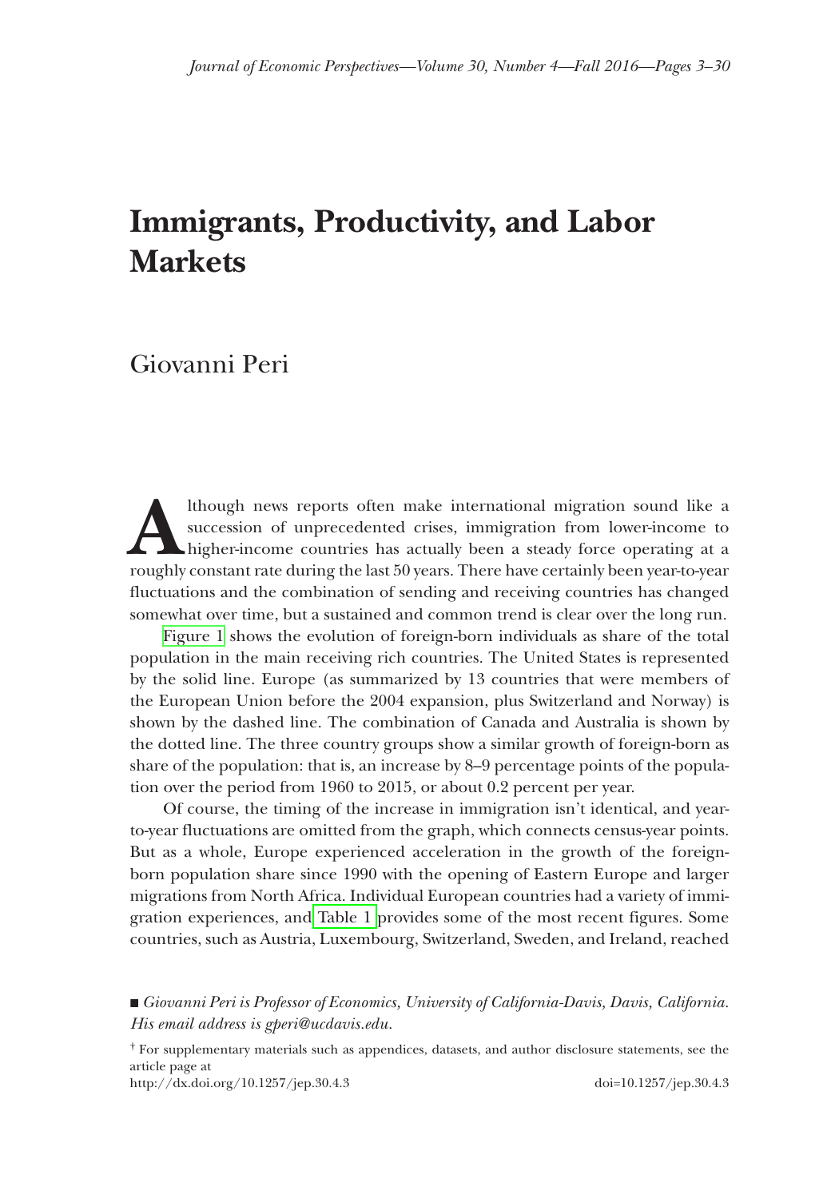# Immigrants, Productivity, and Labor Markets

Giovanni Peri

Although news reports often make international migration sound like a succession of unprecedented crises, immigration from lower-income to higher-income countries has actually been a steady force operating at a roughly constant rate during the last 50 years. There have certainly been year-to-year fluctuations and the combination of sending and receiving countries has changed somewhat over time, but a sustained and common trend is clear over the long run.

Figure 1 shows the evolution of foreign-born individuals as share of the total population in the main receiving rich countries. The United States is represented by the solid line. Europe (as summarized by 13 countries that were members of the European Union before the 2004 expansion, plus Switzerland and Norway) is shown by the dashed line. The combination of Canada and Australia is shown by the dotted line. The three country groups show a similar growth of foreign-born as share of the population: that is, an increase by 8–9 percentage points of the population over the period from 1960 to 2015, or about 0.2 percent per year.

Of course, the timing of the increase in immigration isn't identical, and year-to-year fluctuations are omitted from the graph, which connects census-year points. But as a whole, Europe experienced acceleration in the growth of the foreign-born population share since 1990 with the opening of Eastern Europe and larger migrations from North Africa. Individual European countries had a variety of immigration experiences, and Table 1 provides some of the most recent figures. Some countries, such as Austria, Luxembourg, Switzerland, Sweden, and Ireland, reached

■ *Giovanni Peri is Professor of Economics, University of California-Davis, Davis, California. His email address is gperi@ucdavis.edu.*

† For supplementary materials such as appendices, datasets, and author disclosure statements, see the article page at
http://dx.doi.org/10.1257/jep.30.4.3 doi=10.1257/jep.30.4.3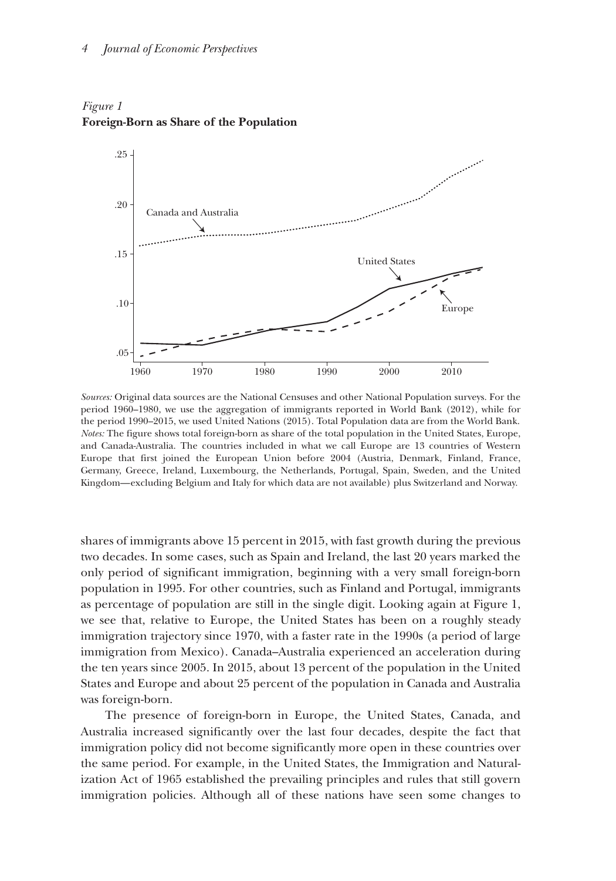*Figure 1*
**Foreign-Born as Share of the Population**

*Sources:* Original data sources are the National Censuses and other National Population surveys. For the period 1960–1980, we use the aggregation of immigrants reported in World Bank (2012), while for the period 1990–2015, we used United Nations (2015). Total Population data are from the World Bank.
*Notes:* The figure shows total foreign-born as share of the total population in the United States, Europe, and Canada-Australia. The countries included in what we call Europe are 13 countries of Western Europe that first joined the European Union before 2004 (Austria, Denmark, Finland, France, Germany, Greece, Ireland, Luxembourg, the Netherlands, Portugal, Spain, Sweden, and the United Kingdom—excluding Belgium and Italy for which data are not available) plus Switzerland and Norway.

shares of immigrants above 15 percent in 2015, with fast growth during the previous two decades. In some cases, such as Spain and Ireland, the last 20 years marked the only period of significant immigration, beginning with a very small foreign-born population in 1995. For other countries, such as Finland and Portugal, immigrants as percentage of population are still in the single digit. Looking again at Figure 1, we see that, relative to Europe, the United States has been on a roughly steady immigration trajectory since 1970, with a faster rate in the 1990s (a period of large immigration from Mexico). Canada–Australia experienced an acceleration during the ten years since 2005. In 2015, about 13 percent of the population in the United States and Europe and about 25 percent of the population in Canada and Australia was foreign-born.

The presence of foreign-born in Europe, the United States, Canada, and Australia increased significantly over the last four decades, despite the fact that immigration policy did not become significantly more open in these countries over the same period. For example, in the United States, the Immigration and Naturalization Act of 1965 established the prevailing principles and rules that still govern immigration policies. Although all of these nations have seen some changes to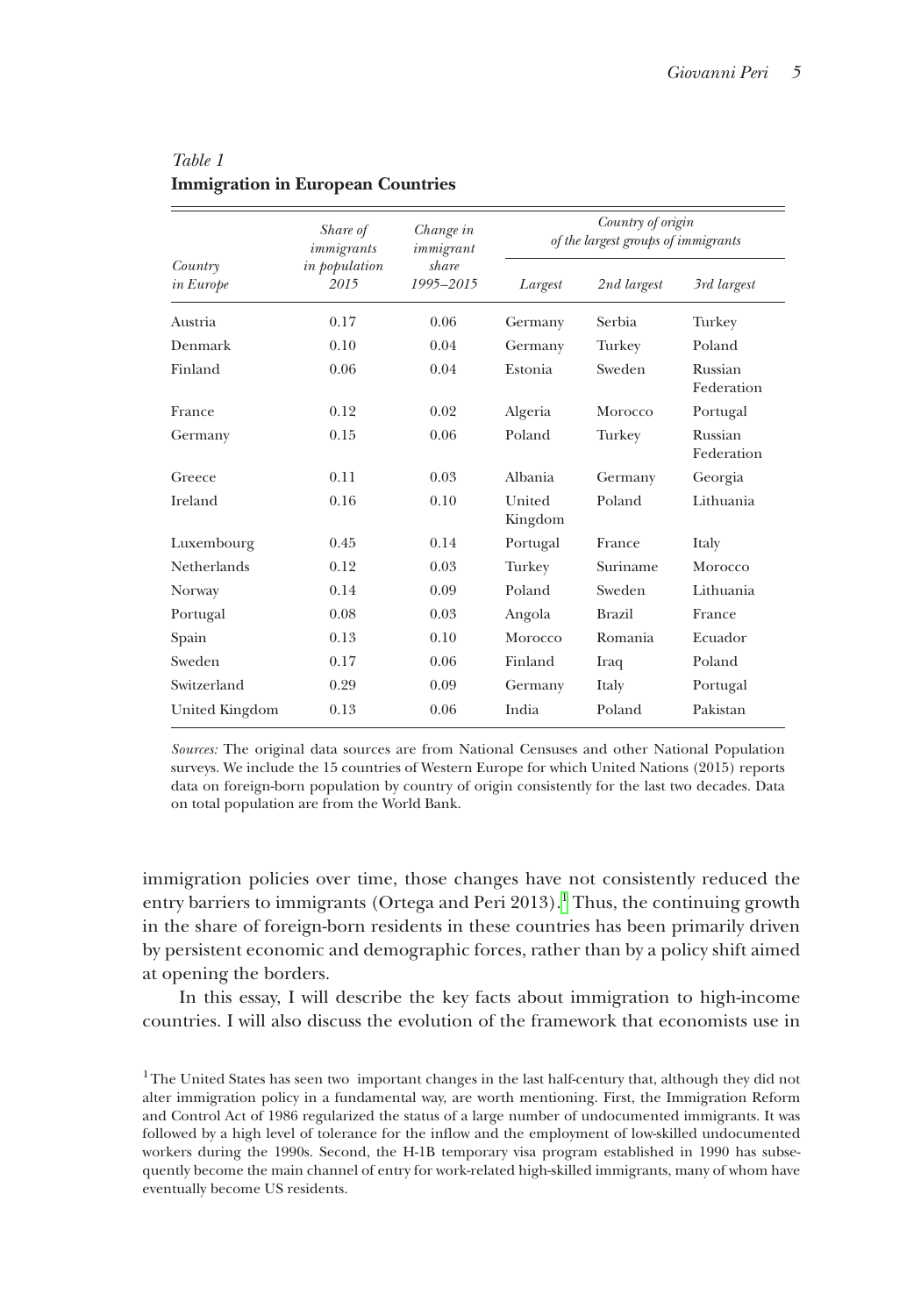*Table 1*
**Immigration in European Countries**

| Country in Europe | Share of immigrants in population 2015 | Change in immigrant share 1995–2015 | Country of origin of the largest groups of immigrants | | |
|---|---|---|---|---|---|
| | | | *Largest* | *2nd largest* | *3rd largest* |
| Austria | 0.17 | 0.06 | Germany | Serbia | Turkey |
| Denmark | 0.10 | 0.04 | Germany | Turkey | Poland |
| Finland | 0.06 | 0.04 | Estonia | Sweden | Russian Federation |
| France | 0.12 | 0.02 | Algeria | Morocco | Portugal |
| Germany | 0.15 | 0.06 | Poland | Turkey | Russian Federation |
| Greece | 0.11 | 0.03 | Albania | Germany | Georgia |
| Ireland | 0.16 | 0.10 | United Kingdom | Poland | Lithuania |
| Luxembourg | 0.45 | 0.14 | Portugal | France | Italy |
| Netherlands | 0.12 | 0.03 | Turkey | Suriname | Morocco |
| Norway | 0.14 | 0.09 | Poland | Sweden | Lithuania |
| Portugal | 0.08 | 0.03 | Angola | Brazil | France |
| Spain | 0.13 | 0.10 | Morocco | Romania | Ecuador |
| Sweden | 0.17 | 0.06 | Finland | Iraq | Poland |
| Switzerland | 0.29 | 0.09 | Germany | Italy | Portugal |
| United Kingdom | 0.13 | 0.06 | India | Poland | Pakistan |

*Sources:* The original data sources are from National Censuses and other National Population surveys. We include the 15 countries of Western Europe for which United Nations (2015) reports data on foreign-born population by country of origin consistently for the last two decades. Data on total population are from the World Bank.

immigration policies over time, those changes have not consistently reduced the entry barriers to immigrants (Ortega and Peri 2013).[1] Thus, the continuing growth in the share of foreign-born residents in these countries has been primarily driven by persistent economic and demographic forces, rather than by a policy shift aimed at opening the borders.

In this essay, I will describe the key facts about immigration to high-income countries. I will also discuss the evolution of the framework that economists use in

[1] The United States has seen two important changes in the last half-century that, although they did not alter immigration policy in a fundamental way, are worth mentioning. First, the Immigration Reform and Control Act of 1986 regularized the status of a large number of undocumented immigrants. It was followed by a high level of tolerance for the inflow and the employment of low-skilled undocumented workers during the 1990s. Second, the H-1B temporary visa program established in 1990 has subsequently become the main channel of entry for work-related high-skilled immigrants, many of whom have eventually become US residents.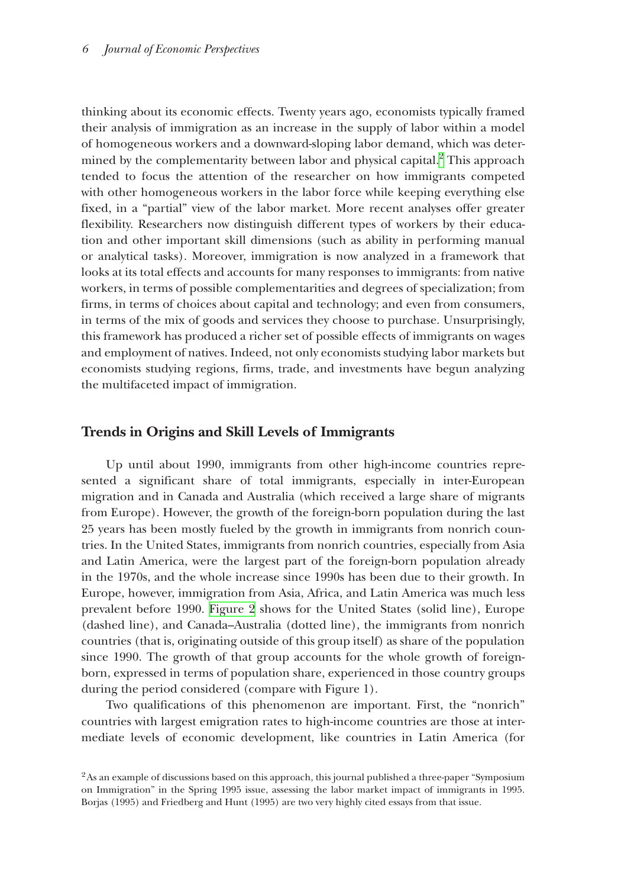thinking about its economic effects. Twenty years ago, economists typically framed their analysis of immigration as an increase in the supply of labor within a model of homogeneous workers and a downward-sloping labor demand, which was determined by the complementarity between labor and physical capital.[2] This approach tended to focus the attention of the researcher on how immigrants competed with other homogeneous workers in the labor force while keeping everything else fixed, in a "partial" view of the labor market. More recent analyses offer greater flexibility. Researchers now distinguish different types of workers by their education and other important skill dimensions (such as ability in performing manual or analytical tasks). Moreover, immigration is now analyzed in a framework that looks at its total effects and accounts for many responses to immigrants: from native workers, in terms of possible complementarities and degrees of specialization; from firms, in terms of choices about capital and technology; and even from consumers, in terms of the mix of goods and services they choose to purchase. Unsurprisingly, this framework has produced a richer set of possible effects of immigrants on wages and employment of natives. Indeed, not only economists studying labor markets but economists studying regions, firms, trade, and investments have begun analyzing the multifaceted impact of immigration.

## Trends in Origins and Skill Levels of Immigrants

Up until about 1990, immigrants from other high-income countries represented a significant share of total immigrants, especially in inter-European migration and in Canada and Australia (which received a large share of migrants from Europe). However, the growth of the foreign-born population during the last 25 years has been mostly fueled by the growth in immigrants from nonrich countries. In the United States, immigrants from nonrich countries, especially from Asia and Latin America, were the largest part of the foreign-born population already in the 1970s, and the whole increase since 1990s has been due to their growth. In Europe, however, immigration from Asia, Africa, and Latin America was much less prevalent before 1990. Figure 2 shows for the United States (solid line), Europe (dashed line), and Canada–Australia (dotted line), the immigrants from nonrich countries (that is, originating outside of this group itself) as share of the population since 1990. The growth of that group accounts for the whole growth of foreign-born, expressed in terms of population share, experienced in those country groups during the period considered (compare with Figure 1).

Two qualifications of this phenomenon are important. First, the "nonrich" countries with largest emigration rates to high-income countries are those at intermediate levels of economic development, like countries in Latin America (for

[2] As an example of discussions based on this approach, this journal published a three-paper "Symposium on Immigration" in the Spring 1995 issue, assessing the labor market impact of immigrants in 1995. Borjas (1995) and Friedberg and Hunt (1995) are two very highly cited essays from that issue.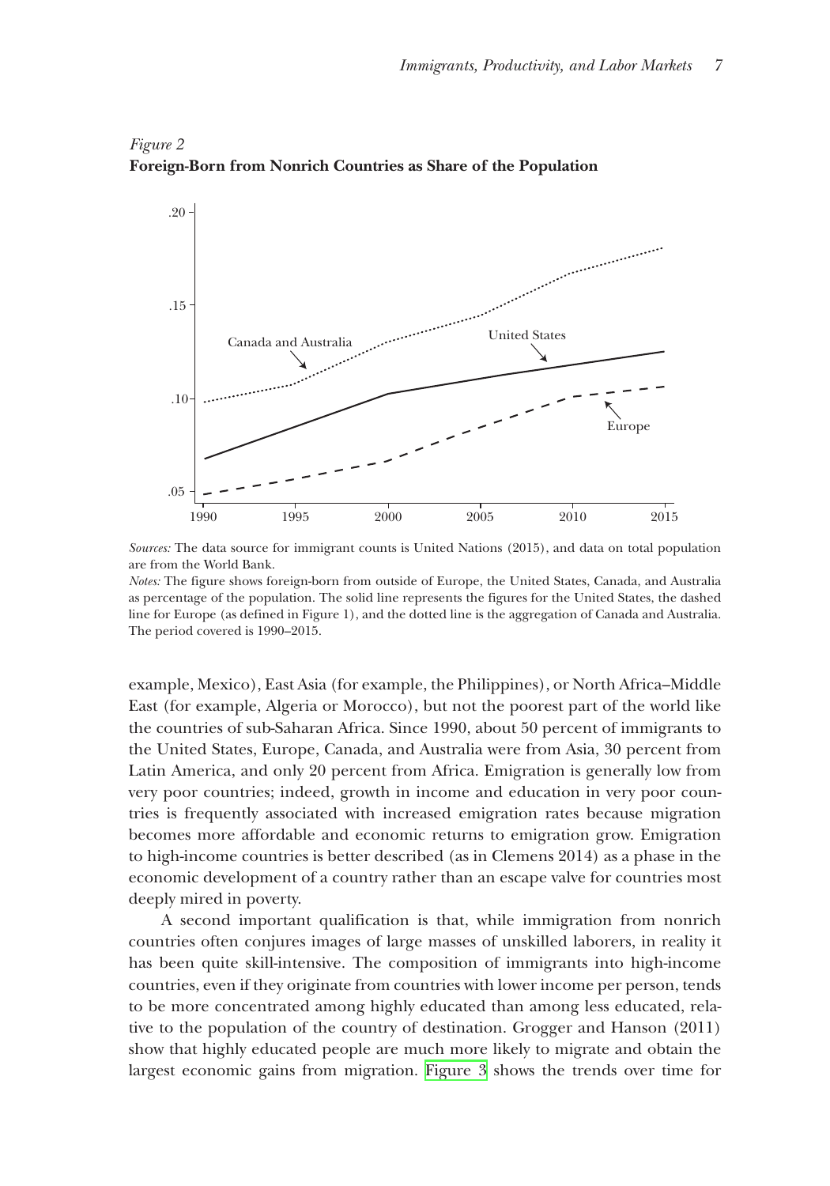*Figure 2*
**Foreign-Born from Nonrich Countries as Share of the Population**

*Sources:* The data source for immigrant counts is United Nations (2015), and data on total population are from the World Bank.
*Notes:* The figure shows foreign-born from outside of Europe, the United States, Canada, and Australia as percentage of the population. The solid line represents the figures for the United States, the dashed line for Europe (as defined in Figure 1), and the dotted line is the aggregation of Canada and Australia. The period covered is 1990–2015.

example, Mexico), East Asia (for example, the Philippines), or North Africa–Middle East (for example, Algeria or Morocco), but not the poorest part of the world like the countries of sub-Saharan Africa. Since 1990, about 50 percent of immigrants to the United States, Europe, Canada, and Australia were from Asia, 30 percent from Latin America, and only 20 percent from Africa. Emigration is generally low from very poor countries; indeed, growth in income and education in very poor countries is frequently associated with increased emigration rates because migration becomes more affordable and economic returns to emigration grow. Emigration to high-income countries is better described (as in Clemens 2014) as a phase in the economic development of a country rather than an escape valve for countries most deeply mired in poverty.

A second important qualification is that, while immigration from nonrich countries often conjures images of large masses of unskilled laborers, in reality it has been quite skill-intensive. The composition of immigrants into high-income countries, even if they originate from countries with lower income per person, tends to be more concentrated among highly educated than among less educated, relative to the population of the country of destination. Grogger and Hanson (2011) show that highly educated people are much more likely to migrate and obtain the largest economic gains from migration. Figure 3 shows the trends over time for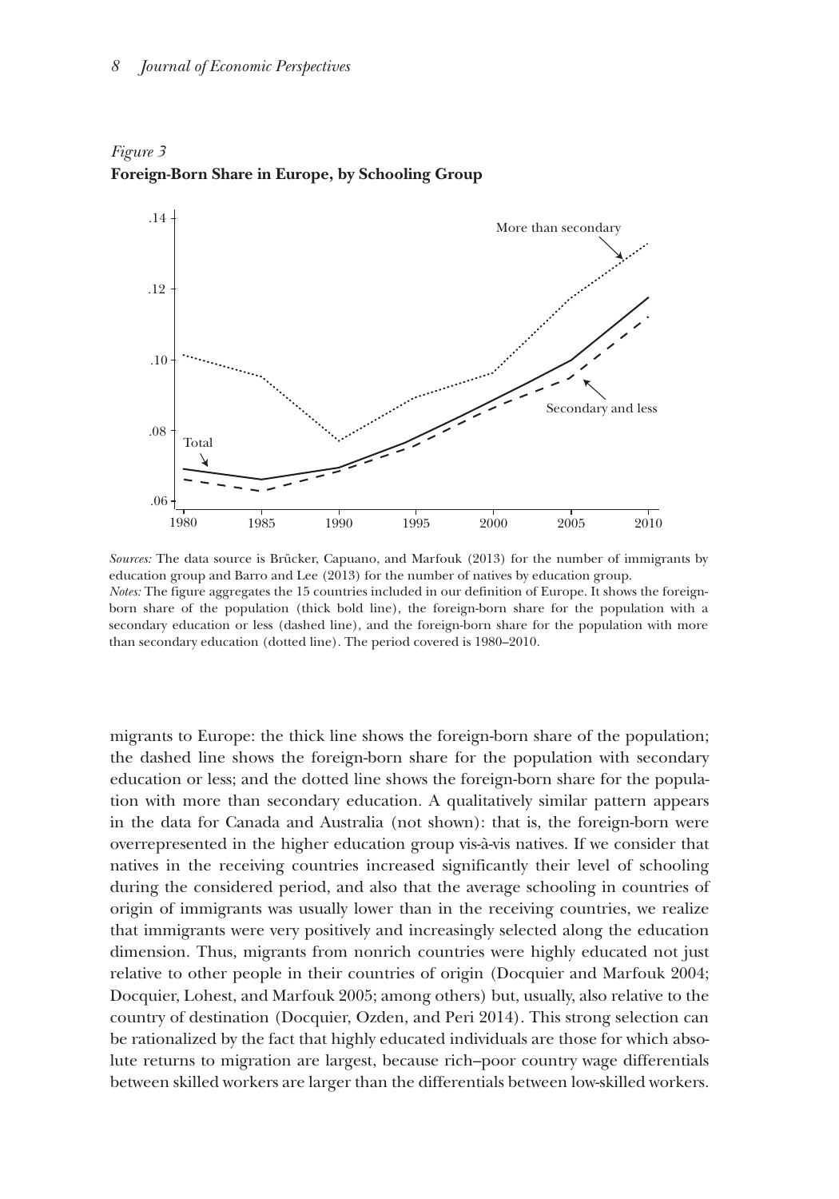*Figure 3*
**Foreign-Born Share in Europe, by Schooling Group**

*Sources:* The data source is Brücker, Capuano, and Marfouk (2013) for the number of immigrants by education group and Barro and Lee (2013) for the number of natives by education group.
*Notes:* The figure aggregates the 15 countries included in our definition of Europe. It shows the foreign-born share of the population (thick bold line), the foreign-born share for the population with a secondary education or less (dashed line), and the foreign-born share for the population with more than secondary education (dotted line). The period covered is 1980–2010.

migrants to Europe: the thick line shows the foreign-born share of the population; the dashed line shows the foreign-born share for the population with secondary education or less; and the dotted line shows the foreign-born share for the population with more than secondary education. A qualitatively similar pattern appears in the data for Canada and Australia (not shown): that is, the foreign-born were overrepresented in the higher education group vis-à-vis natives. If we consider that natives in the receiving countries increased significantly their level of schooling during the considered period, and also that the average schooling in countries of origin of immigrants was usually lower than in the receiving countries, we realize that immigrants were very positively and increasingly selected along the education dimension. Thus, migrants from nonrich countries were highly educated not just relative to other people in their countries of origin (Docquier and Marfouk 2004; Docquier, Lohest, and Marfouk 2005; among others) but, usually, also relative to the country of destination (Docquier, Ozden, and Peri 2014). This strong selection can be rationalized by the fact that highly educated individuals are those for which absolute returns to migration are largest, because rich–poor country wage differentials between skilled workers are larger than the differentials between low-skilled workers.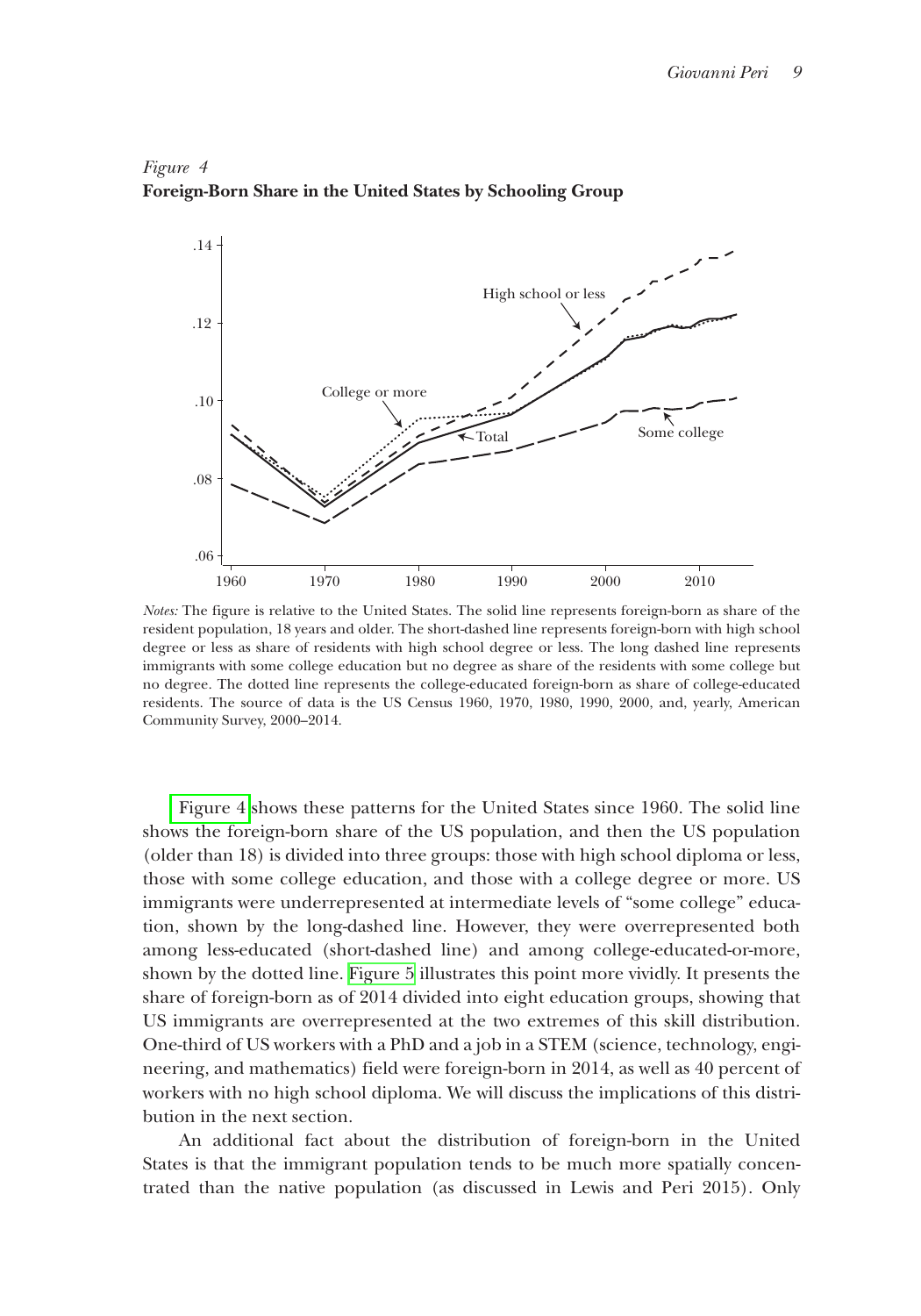*Figure 4*
**Foreign-Born Share in the United States by Schooling Group**

*Notes:* The figure is relative to the United States. The solid line represents foreign-born as share of the resident population, 18 years and older. The short-dashed line represents foreign-born with high school degree or less as share of residents with high school degree or less. The long dashed line represents immigrants with some college education but no degree as share of the residents with some college but no degree. The dotted line represents the college-educated foreign-born as share of college-educated residents. The source of data is the US Census 1960, 1970, 1980, 1990, 2000, and, yearly, American Community Survey, 2000–2014.

Figure 4 shows these patterns for the United States since 1960. The solid line shows the foreign-born share of the US population, and then the US population (older than 18) is divided into three groups: those with high school diploma or less, those with some college education, and those with a college degree or more. US immigrants were underrepresented at intermediate levels of "some college" education, shown by the long-dashed line. However, they were overrepresented both among less-educated (short-dashed line) and among college-educated-or-more, shown by the dotted line. Figure 5 illustrates this point more vividly. It presents the share of foreign-born as of 2014 divided into eight education groups, showing that US immigrants are overrepresented at the two extremes of this skill distribution. One-third of US workers with a PhD and a job in a STEM (science, technology, engineering, and mathematics) field were foreign-born in 2014, as well as 40 percent of workers with no high school diploma. We will discuss the implications of this distribution in the next section.

An additional fact about the distribution of foreign-born in the United States is that the immigrant population tends to be much more spatially concentrated than the native population (as discussed in Lewis and Peri 2015). Only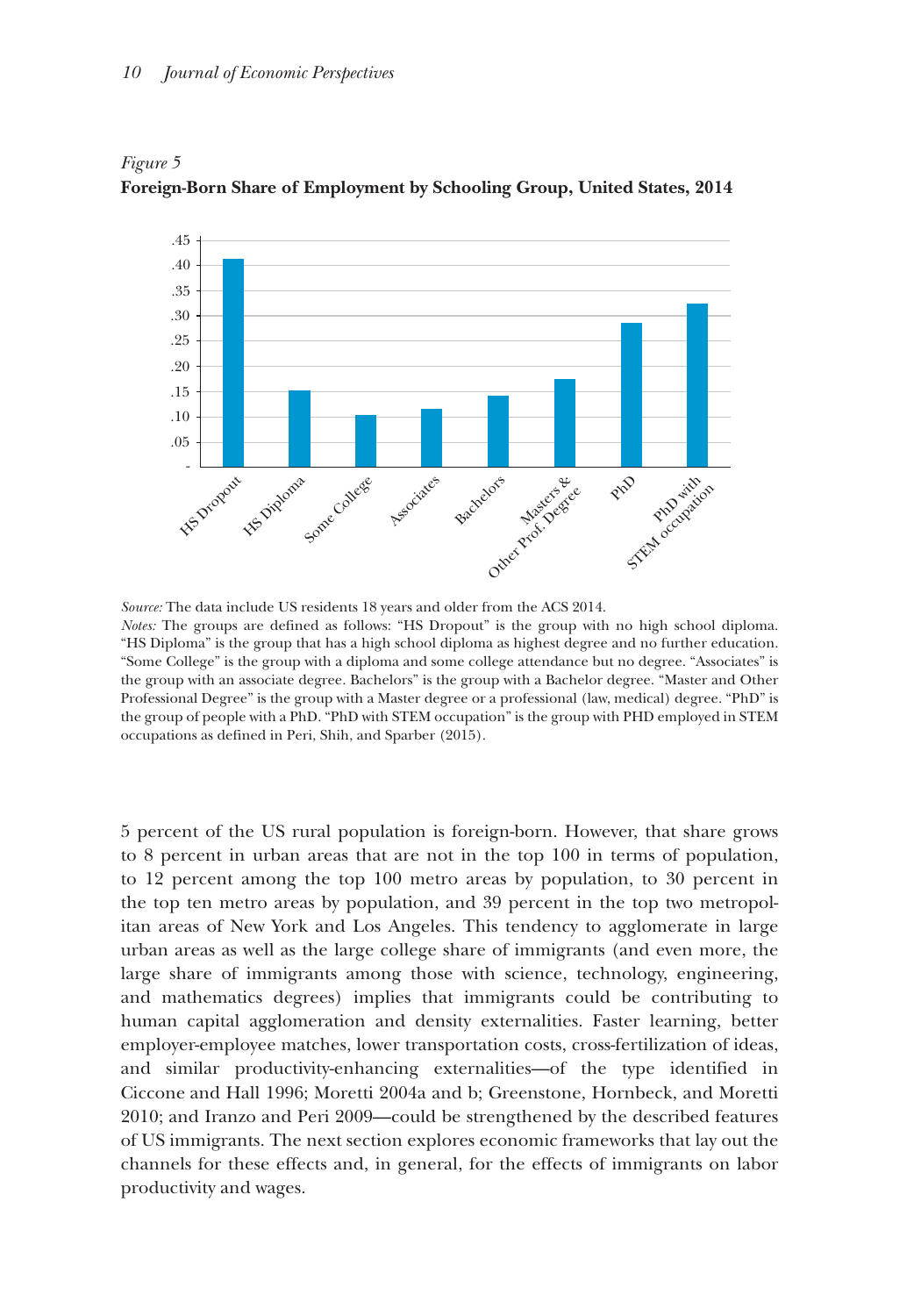*Figure 5*
**Foreign-Born Share of Employment by Schooling Group, United States, 2014**

*Source:* The data include US residents 18 years and older from the ACS 2014.
*Notes:* The groups are defined as follows: "HS Dropout" is the group with no high school diploma. "HS Diploma" is the group that has a high school diploma as highest degree and no further education. "Some College" is the group with a diploma and some college attendance but no degree. "Associates" is the group with an associate degree. Bachelors" is the group with a Bachelor degree. "Master and Other Professional Degree" is the group with a Master degree or a professional (law, medical) degree. "PhD" is the group of people with a PhD. "PhD with STEM occupation" is the group with PHD employed in STEM occupations as defined in Peri, Shih, and Sparber (2015).

5 percent of the US rural population is foreign-born. However, that share grows to 8 percent in urban areas that are not in the top 100 in terms of population, to 12 percent among the top 100 metro areas by population, to 30 percent in the top ten metro areas by population, and 39 percent in the top two metropolitan areas of New York and Los Angeles. This tendency to agglomerate in large urban areas as well as the large college share of immigrants (and even more, the large share of immigrants among those with science, technology, engineering, and mathematics degrees) implies that immigrants could be contributing to human capital agglomeration and density externalities. Faster learning, better employer-employee matches, lower transportation costs, cross-fertilization of ideas, and similar productivity-enhancing externalities—of the type identified in Ciccone and Hall 1996; Moretti 2004a and b; Greenstone, Hornbeck, and Moretti 2010; and Iranzo and Peri 2009—could be strengthened by the described features of US immigrants. The next section explores economic frameworks that lay out the channels for these effects and, in general, for the effects of immigrants on labor productivity and wages.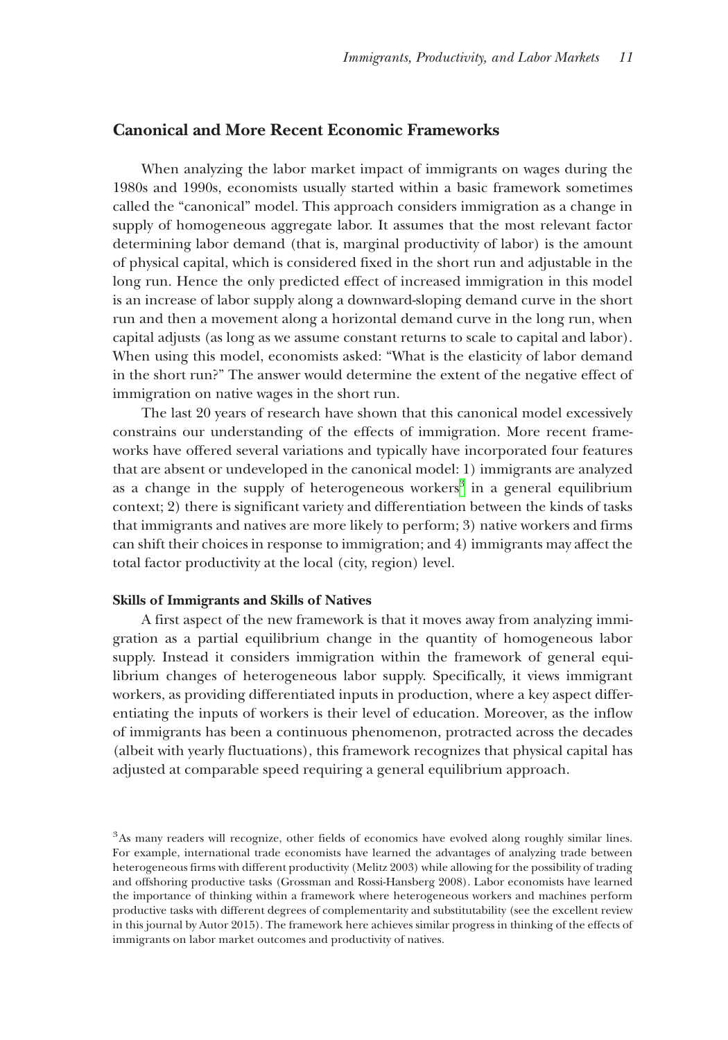## Canonical and More Recent Economic Frameworks

When analyzing the labor market impact of immigrants on wages during the 1980s and 1990s, economists usually started within a basic framework sometimes called the "canonical" model. This approach considers immigration as a change in supply of homogeneous aggregate labor. It assumes that the most relevant factor determining labor demand (that is, marginal productivity of labor) is the amount of physical capital, which is considered fixed in the short run and adjustable in the long run. Hence the only predicted effect of increased immigration in this model is an increase of labor supply along a downward-sloping demand curve in the short run and then a movement along a horizontal demand curve in the long run, when capital adjusts (as long as we assume constant returns to scale to capital and labor). When using this model, economists asked: "What is the elasticity of labor demand in the short run?" The answer would determine the extent of the negative effect of immigration on native wages in the short run.

The last 20 years of research have shown that this canonical model excessively constrains our understanding of the effects of immigration. More recent frameworks have offered several variations and typically have incorporated four features that are absent or undeveloped in the canonical model: 1) immigrants are analyzed as a change in the supply of heterogeneous workers[3] in a general equilibrium context; 2) there is significant variety and differentiation between the kinds of tasks that immigrants and natives are more likely to perform; 3) native workers and firms can shift their choices in response to immigration; and 4) immigrants may affect the total factor productivity at the local (city, region) level.

### Skills of Immigrants and Skills of Natives

A first aspect of the new framework is that it moves away from analyzing immigration as a partial equilibrium change in the quantity of homogeneous labor supply. Instead it considers immigration within the framework of general equilibrium changes of heterogeneous labor supply. Specifically, it views immigrant workers, as providing differentiated inputs in production, where a key aspect differentiating the inputs of workers is their level of education. Moreover, as the inflow of immigrants has been a continuous phenomenon, protracted across the decades (albeit with yearly fluctuations), this framework recognizes that physical capital has adjusted at comparable speed requiring a general equilibrium approach.

[3] As many readers will recognize, other fields of economics have evolved along roughly similar lines. For example, international trade economists have learned the advantages of analyzing trade between heterogeneous firms with different productivity (Melitz 2003) while allowing for the possibility of trading and offshoring productive tasks (Grossman and Rossi-Hansberg 2008). Labor economists have learned the importance of thinking within a framework where heterogeneous workers and machines perform productive tasks with different degrees of complementarity and substitutability (see the excellent review in this journal by Autor 2015). The framework here achieves similar progress in thinking of the effects of immigrants on labor market outcomes and productivity of natives.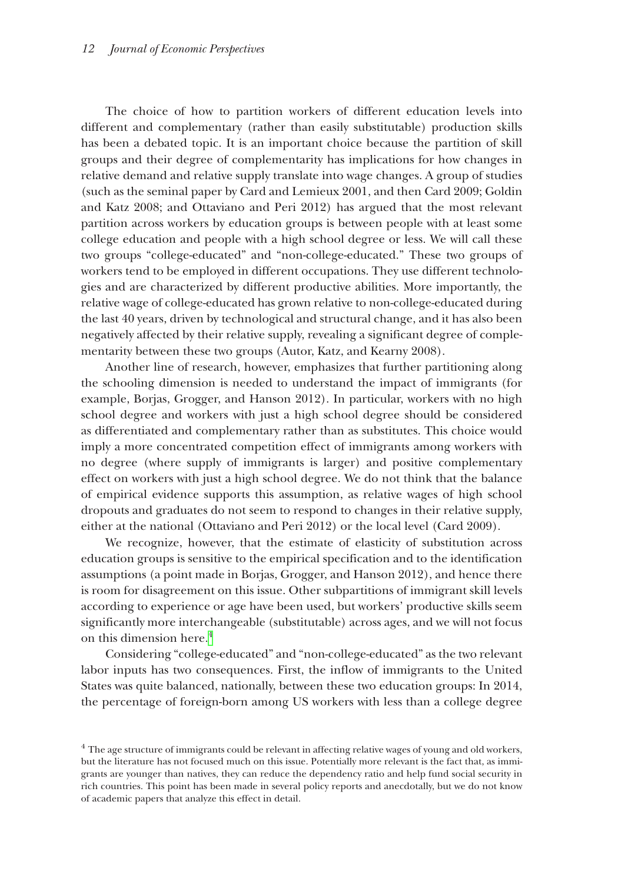The choice of how to partition workers of different education levels into different and complementary (rather than easily substitutable) production skills has been a debated topic. It is an important choice because the partition of skill groups and their degree of complementarity has implications for how changes in relative demand and relative supply translate into wage changes. A group of studies (such as the seminal paper by Card and Lemieux 2001, and then Card 2009; Goldin and Katz 2008; and Ottaviano and Peri 2012) has argued that the most relevant partition across workers by education groups is between people with at least some college education and people with a high school degree or less. We will call these two groups "college-educated" and "non-college-educated." These two groups of workers tend to be employed in different occupations. They use different technologies and are characterized by different productive abilities. More importantly, the relative wage of college-educated has grown relative to non-college-educated during the last 40 years, driven by technological and structural change, and it has also been negatively affected by their relative supply, revealing a significant degree of complementarity between these two groups (Autor, Katz, and Kearny 2008).

Another line of research, however, emphasizes that further partitioning along the schooling dimension is needed to understand the impact of immigrants (for example, Borjas, Grogger, and Hanson 2012). In particular, workers with no high school degree and workers with just a high school degree should be considered as differentiated and complementary rather than as substitutes. This choice would imply a more concentrated competition effect of immigrants among workers with no degree (where supply of immigrants is larger) and positive complementary effect on workers with just a high school degree. We do not think that the balance of empirical evidence supports this assumption, as relative wages of high school dropouts and graduates do not seem to respond to changes in their relative supply, either at the national (Ottaviano and Peri 2012) or the local level (Card 2009).

We recognize, however, that the estimate of elasticity of substitution across education groups is sensitive to the empirical specification and to the identification assumptions (a point made in Borjas, Grogger, and Hanson 2012), and hence there is room for disagreement on this issue. Other subpartitions of immigrant skill levels according to experience or age have been used, but workers' productive skills seem significantly more interchangeable (substitutable) across ages, and we will not focus on this dimension here.[4]

Considering "college-educated" and "non-college-educated" as the two relevant labor inputs has two consequences. First, the inflow of immigrants to the United States was quite balanced, nationally, between these two education groups: In 2014, the percentage of foreign-born among US workers with less than a college degree

[4] The age structure of immigrants could be relevant in affecting relative wages of young and old workers, but the literature has not focused much on this issue. Potentially more relevant is the fact that, as immigrants are younger than natives, they can reduce the dependency ratio and help fund social security in rich countries. This point has been made in several policy reports and anecdotally, but we do not know of academic papers that analyze this effect in detail.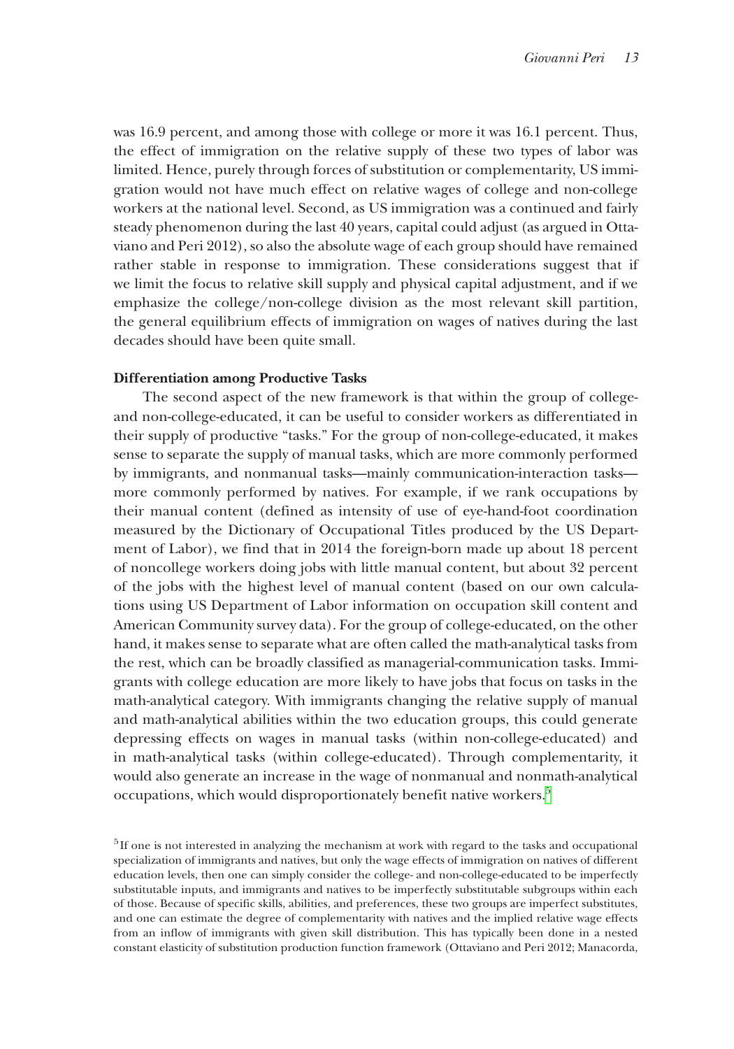was 16.9 percent, and among those with college or more it was 16.1 percent. Thus, the effect of immigration on the relative supply of these two types of labor was limited. Hence, purely through forces of substitution or complementarity, US immigration would not have much effect on relative wages of college and non-college workers at the national level. Second, as US immigration was a continued and fairly steady phenomenon during the last 40 years, capital could adjust (as argued in Ottaviano and Peri 2012), so also the absolute wage of each group should have remained rather stable in response to immigration. These considerations suggest that if we limit the focus to relative skill supply and physical capital adjustment, and if we emphasize the college/non-college division as the most relevant skill partition, the general equilibrium effects of immigration on wages of natives during the last decades should have been quite small.

### Differentiation among Productive Tasks

The second aspect of the new framework is that within the group of college- and non-college-educated, it can be useful to consider workers as differentiated in their supply of productive "tasks." For the group of non-college-educated, it makes sense to separate the supply of manual tasks, which are more commonly performed by immigrants, and nonmanual tasks—mainly communication-interaction tasks—more commonly performed by natives. For example, if we rank occupations by their manual content (defined as intensity of use of eye-hand-foot coordination measured by the Dictionary of Occupational Titles produced by the US Department of Labor), we find that in 2014 the foreign-born made up about 18 percent of noncollege workers doing jobs with little manual content, but about 32 percent of the jobs with the highest level of manual content (based on our own calculations using US Department of Labor information on occupation skill content and American Community survey data). For the group of college-educated, on the other hand, it makes sense to separate what are often called the math-analytical tasks from the rest, which can be broadly classified as managerial-communication tasks. Immigrants with college education are more likely to have jobs that focus on tasks in the math-analytical category. With immigrants changing the relative supply of manual and math-analytical abilities within the two education groups, this could generate depressing effects on wages in manual tasks (within non-college-educated) and in math-analytical tasks (within college-educated). Through complementarity, it would also generate an increase in the wage of nonmanual and nonmath-analytical occupations, which would disproportionately benefit native workers.[5]

[5] If one is not interested in analyzing the mechanism at work with regard to the tasks and occupational specialization of immigrants and natives, but only the wage effects of immigration on natives of different education levels, then one can simply consider the college- and non-college-educated to be imperfectly substitutable inputs, and immigrants and natives to be imperfectly substitutable subgroups within each of those. Because of specific skills, abilities, and preferences, these two groups are imperfect substitutes, and one can estimate the degree of complementarity with natives and the implied relative wage effects from an inflow of immigrants with given skill distribution. This has typically been done in a nested constant elasticity of substitution production function framework (Ottaviano and Peri 2012; Manacorda,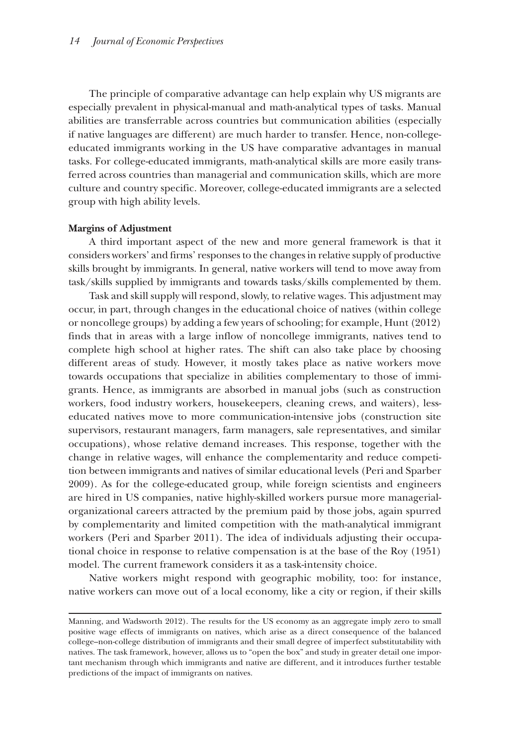The principle of comparative advantage can help explain why US migrants are especially prevalent in physical-manual and math-analytical types of tasks. Manual abilities are transferrable across countries but communication abilities (especially if native languages are different) are much harder to transfer. Hence, non-college-educated immigrants working in the US have comparative advantages in manual tasks. For college-educated immigrants, math-analytical skills are more easily transferred across countries than managerial and communication skills, which are more culture and country specific. Moreover, college-educated immigrants are a selected group with high ability levels.

**Margins of Adjustment**

A third important aspect of the new and more general framework is that it considers workers' and firms' responses to the changes in relative supply of productive skills brought by immigrants. In general, native workers will tend to move away from task/skills supplied by immigrants and towards tasks/skills complemented by them.

Task and skill supply will respond, slowly, to relative wages. This adjustment may occur, in part, through changes in the educational choice of natives (within college or noncollege groups) by adding a few years of schooling; for example, Hunt (2012) finds that in areas with a large inflow of noncollege immigrants, natives tend to complete high school at higher rates. The shift can also take place by choosing different areas of study. However, it mostly takes place as native workers move towards occupations that specialize in abilities complementary to those of immigrants. Hence, as immigrants are absorbed in manual jobs (such as construction workers, food industry workers, housekeepers, cleaning crews, and waiters), less-educated natives move to more communication-intensive jobs (construction site supervisors, restaurant managers, farm managers, sale representatives, and similar occupations), whose relative demand increases. This response, together with the change in relative wages, will enhance the complementarity and reduce competition between immigrants and natives of similar educational levels (Peri and Sparber 2009). As for the college-educated group, while foreign scientists and engineers are hired in US companies, native highly-skilled workers pursue more managerial-organizational careers attracted by the premium paid by those jobs, again spurred by complementarity and limited competition with the math-analytical immigrant workers (Peri and Sparber 2011). The idea of individuals adjusting their occupational choice in response to relative compensation is at the base of the Roy (1951) model. The current framework considers it as a task-intensity choice.

Native workers might respond with geographic mobility, too: for instance, native workers can move out of a local economy, like a city or region, if their skills

Manning, and Wadsworth 2012). The results for the US economy as an aggregate imply zero to small positive wage effects of immigrants on natives, which arise as a direct consequence of the balanced college–non-college distribution of immigrants and their small degree of imperfect substitutability with natives. The task framework, however, allows us to "open the box" and study in greater detail one important mechanism through which immigrants and native are different, and it introduces further testable predictions of the impact of immigrants on natives.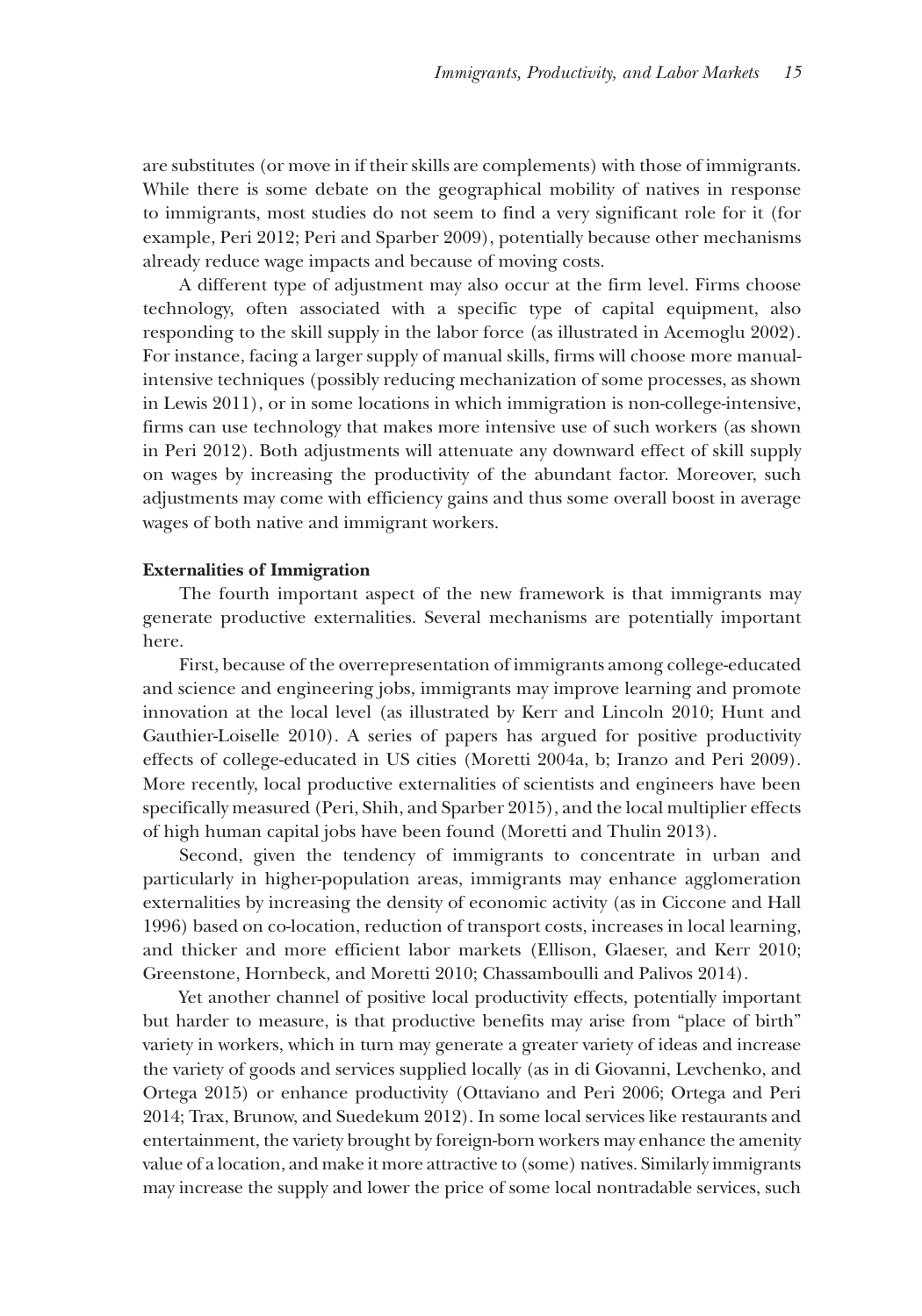are substitutes (or move in if their skills are complements) with those of immigrants. While there is some debate on the geographical mobility of natives in response to immigrants, most studies do not seem to find a very significant role for it (for example, Peri 2012; Peri and Sparber 2009), potentially because other mechanisms already reduce wage impacts and because of moving costs.

A different type of adjustment may also occur at the firm level. Firms choose technology, often associated with a specific type of capital equipment, also responding to the skill supply in the labor force (as illustrated in Acemoglu 2002). For instance, facing a larger supply of manual skills, firms will choose more manual-intensive techniques (possibly reducing mechanization of some processes, as shown in Lewis 2011), or in some locations in which immigration is non-college-intensive, firms can use technology that makes more intensive use of such workers (as shown in Peri 2012). Both adjustments will attenuate any downward effect of skill supply on wages by increasing the productivity of the abundant factor. Moreover, such adjustments may come with efficiency gains and thus some overall boost in average wages of both native and immigrant workers.

**Externalities of Immigration**

The fourth important aspect of the new framework is that immigrants may generate productive externalities. Several mechanisms are potentially important here.

First, because of the overrepresentation of immigrants among college-educated and science and engineering jobs, immigrants may improve learning and promote innovation at the local level (as illustrated by Kerr and Lincoln 2010; Hunt and Gauthier-Loiselle 2010). A series of papers has argued for positive productivity effects of college-educated in US cities (Moretti 2004a, b; Iranzo and Peri 2009). More recently, local productive externalities of scientists and engineers have been specifically measured (Peri, Shih, and Sparber 2015), and the local multiplier effects of high human capital jobs have been found (Moretti and Thulin 2013).

Second, given the tendency of immigrants to concentrate in urban and particularly in higher-population areas, immigrants may enhance agglomeration externalities by increasing the density of economic activity (as in Ciccone and Hall 1996) based on co-location, reduction of transport costs, increases in local learning, and thicker and more efficient labor markets (Ellison, Glaeser, and Kerr 2010; Greenstone, Hornbeck, and Moretti 2010; Chassamboulli and Palivos 2014).

Yet another channel of positive local productivity effects, potentially important but harder to measure, is that productive benefits may arise from "place of birth" variety in workers, which in turn may generate a greater variety of ideas and increase the variety of goods and services supplied locally (as in di Giovanni, Levchenko, and Ortega 2015) or enhance productivity (Ottaviano and Peri 2006; Ortega and Peri 2014; Trax, Brunow, and Suedekum 2012). In some local services like restaurants and entertainment, the variety brought by foreign-born workers may enhance the amenity value of a location, and make it more attractive to (some) natives. Similarly immigrants may increase the supply and lower the price of some local nontradable services, such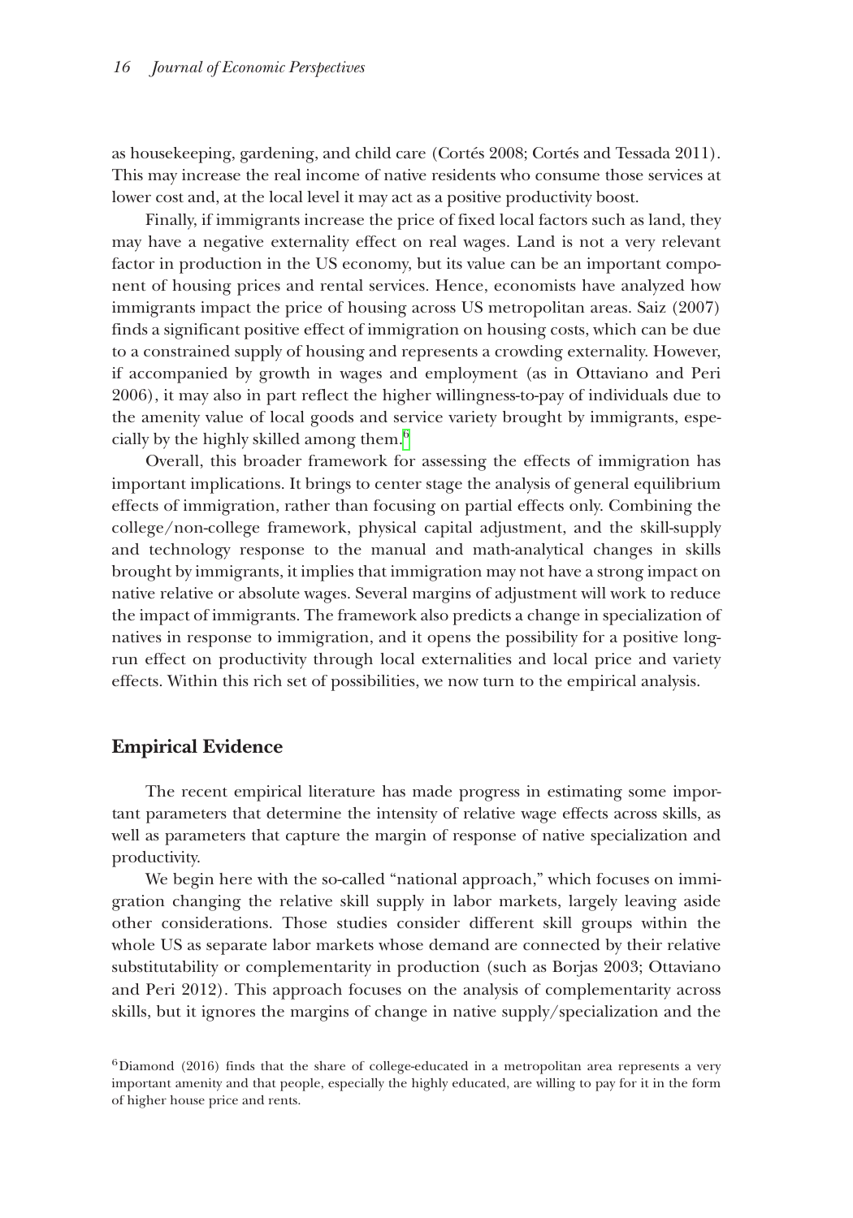as housekeeping, gardening, and child care (Cortés 2008; Cortés and Tessada 2011). This may increase the real income of native residents who consume those services at lower cost and, at the local level it may act as a positive productivity boost.

Finally, if immigrants increase the price of fixed local factors such as land, they may have a negative externality effect on real wages. Land is not a very relevant factor in production in the US economy, but its value can be an important component of housing prices and rental services. Hence, economists have analyzed how immigrants impact the price of housing across US metropolitan areas. Saiz (2007) finds a significant positive effect of immigration on housing costs, which can be due to a constrained supply of housing and represents a crowding externality. However, if accompanied by growth in wages and employment (as in Ottaviano and Peri 2006), it may also in part reflect the higher willingness-to-pay of individuals due to the amenity value of local goods and service variety brought by immigrants, especially by the highly skilled among them.[6]

Overall, this broader framework for assessing the effects of immigration has important implications. It brings to center stage the analysis of general equilibrium effects of immigration, rather than focusing on partial effects only. Combining the college/non-college framework, physical capital adjustment, and the skill-supply and technology response to the manual and math-analytical changes in skills brought by immigrants, it implies that immigration may not have a strong impact on native relative or absolute wages. Several margins of adjustment will work to reduce the impact of immigrants. The framework also predicts a change in specialization of natives in response to immigration, and it opens the possibility for a positive long-run effect on productivity through local externalities and local price and variety effects. Within this rich set of possibilities, we now turn to the empirical analysis.

## Empirical Evidence

The recent empirical literature has made progress in estimating some important parameters that determine the intensity of relative wage effects across skills, as well as parameters that capture the margin of response of native specialization and productivity.

We begin here with the so-called "national approach," which focuses on immigration changing the relative skill supply in labor markets, largely leaving aside other considerations. Those studies consider different skill groups within the whole US as separate labor markets whose demand are connected by their relative substitutability or complementarity in production (such as Borjas 2003; Ottaviano and Peri 2012). This approach focuses on the analysis of complementarity across skills, but it ignores the margins of change in native supply/specialization and the

[6] Diamond (2016) finds that the share of college-educated in a metropolitan area represents a very important amenity and that people, especially the highly educated, are willing to pay for it in the form of higher house price and rents.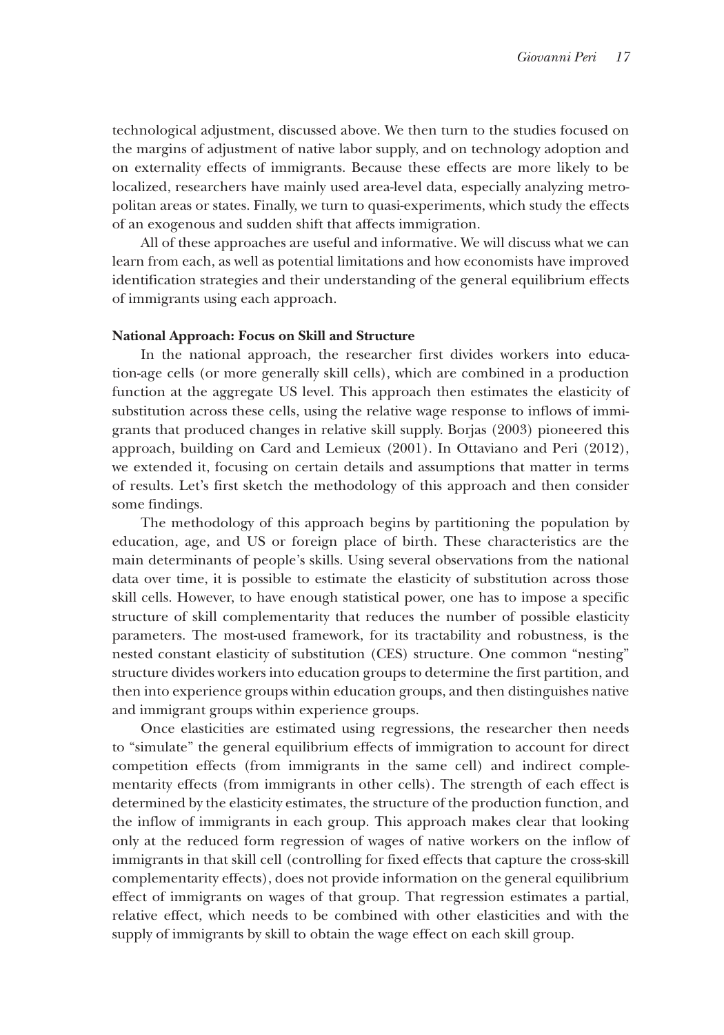technological adjustment, discussed above. We then turn to the studies focused on the margins of adjustment of native labor supply, and on technology adoption and on externality effects of immigrants. Because these effects are more likely to be localized, researchers have mainly used area-level data, especially analyzing metropolitan areas or states. Finally, we turn to quasi-experiments, which study the effects of an exogenous and sudden shift that affects immigration.

All of these approaches are useful and informative. We will discuss what we can learn from each, as well as potential limitations and how economists have improved identification strategies and their understanding of the general equilibrium effects of immigrants using each approach.

**National Approach: Focus on Skill and Structure**

In the national approach, the researcher first divides workers into education-age cells (or more generally skill cells), which are combined in a production function at the aggregate US level. This approach then estimates the elasticity of substitution across these cells, using the relative wage response to inflows of immigrants that produced changes in relative skill supply. Borjas (2003) pioneered this approach, building on Card and Lemieux (2001). In Ottaviano and Peri (2012), we extended it, focusing on certain details and assumptions that matter in terms of results. Let's first sketch the methodology of this approach and then consider some findings.

The methodology of this approach begins by partitioning the population by education, age, and US or foreign place of birth. These characteristics are the main determinants of people's skills. Using several observations from the national data over time, it is possible to estimate the elasticity of substitution across those skill cells. However, to have enough statistical power, one has to impose a specific structure of skill complementarity that reduces the number of possible elasticity parameters. The most-used framework, for its tractability and robustness, is the nested constant elasticity of substitution (CES) structure. One common "nesting" structure divides workers into education groups to determine the first partition, and then into experience groups within education groups, and then distinguishes native and immigrant groups within experience groups.

Once elasticities are estimated using regressions, the researcher then needs to "simulate" the general equilibrium effects of immigration to account for direct competition effects (from immigrants in the same cell) and indirect complementarity effects (from immigrants in other cells). The strength of each effect is determined by the elasticity estimates, the structure of the production function, and the inflow of immigrants in each group. This approach makes clear that looking only at the reduced form regression of wages of native workers on the inflow of immigrants in that skill cell (controlling for fixed effects that capture the cross-skill complementarity effects), does not provide information on the general equilibrium effect of immigrants on wages of that group. That regression estimates a partial, relative effect, which needs to be combined with other elasticities and with the supply of immigrants by skill to obtain the wage effect on each skill group.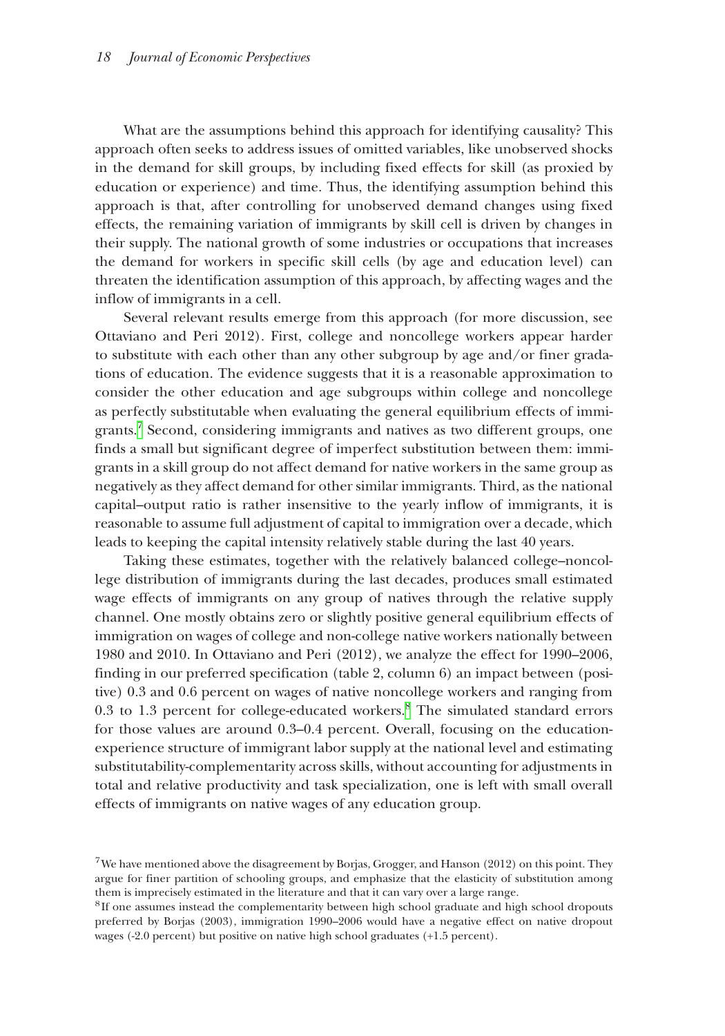What are the assumptions behind this approach for identifying causality? This approach often seeks to address issues of omitted variables, like unobserved shocks in the demand for skill groups, by including fixed effects for skill (as proxied by education or experience) and time. Thus, the identifying assumption behind this approach is that, after controlling for unobserved demand changes using fixed effects, the remaining variation of immigrants by skill cell is driven by changes in their supply. The national growth of some industries or occupations that increases the demand for workers in specific skill cells (by age and education level) can threaten the identification assumption of this approach, by affecting wages and the inflow of immigrants in a cell.

Several relevant results emerge from this approach (for more discussion, see Ottaviano and Peri 2012). First, college and noncollege workers appear harder to substitute with each other than any other subgroup by age and/or finer gradations of education. The evidence suggests that it is a reasonable approximation to consider the other education and age subgroups within college and noncollege as perfectly substitutable when evaluating the general equilibrium effects of immigrants.[7] Second, considering immigrants and natives as two different groups, one finds a small but significant degree of imperfect substitution between them: immigrants in a skill group do not affect demand for native workers in the same group as negatively as they affect demand for other similar immigrants. Third, as the national capital–output ratio is rather insensitive to the yearly inflow of immigrants, it is reasonable to assume full adjustment of capital to immigration over a decade, which leads to keeping the capital intensity relatively stable during the last 40 years.

Taking these estimates, together with the relatively balanced college–noncollege distribution of immigrants during the last decades, produces small estimated wage effects of immigrants on any group of natives through the relative supply channel. One mostly obtains zero or slightly positive general equilibrium effects of immigration on wages of college and non-college native workers nationally between 1980 and 2010. In Ottaviano and Peri (2012), we analyze the effect for 1990–2006, finding in our preferred specification (table 2, column 6) an impact between (positive) 0.3 and 0.6 percent on wages of native noncollege workers and ranging from 0.3 to 1.3 percent for college-educated workers.[8] The simulated standard errors for those values are around 0.3–0.4 percent. Overall, focusing on the education-experience structure of immigrant labor supply at the national level and estimating substitutability-complementarity across skills, without accounting for adjustments in total and relative productivity and task specialization, one is left with small overall effects of immigrants on native wages of any education group.

[7] We have mentioned above the disagreement by Borjas, Grogger, and Hanson (2012) on this point. They argue for finer partition of schooling groups, and emphasize that the elasticity of substitution among them is imprecisely estimated in the literature and that it can vary over a large range.

[8] If one assumes instead the complementarity between high school graduate and high school dropouts preferred by Borjas (2003), immigration 1990–2006 would have a negative effect on native dropout wages (-2.0 percent) but positive on native high school graduates (+1.5 percent).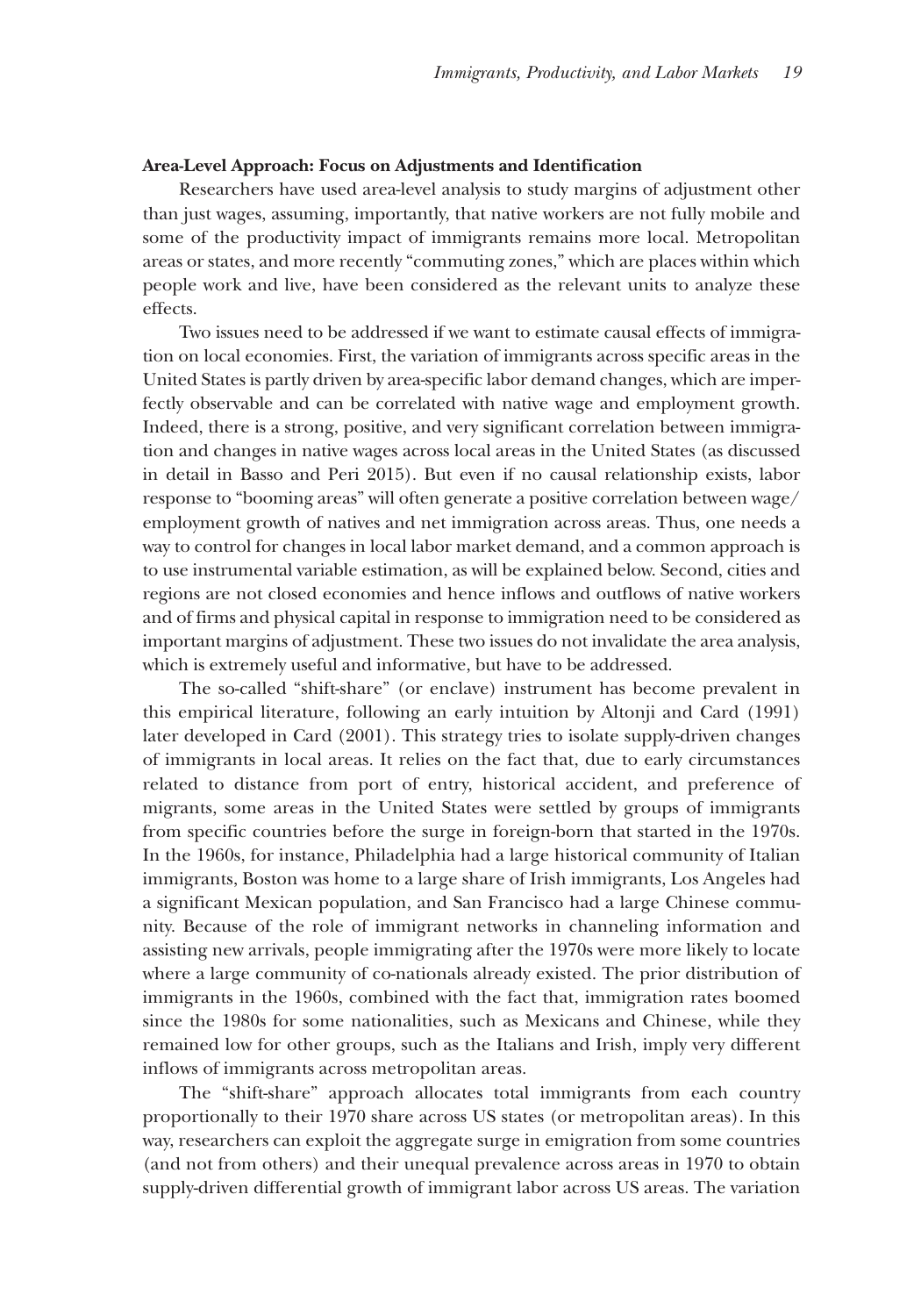**Area-Level Approach: Focus on Adjustments and Identification**

Researchers have used area-level analysis to study margins of adjustment other than just wages, assuming, importantly, that native workers are not fully mobile and some of the productivity impact of immigrants remains more local. Metropolitan areas or states, and more recently "commuting zones," which are places within which people work and live, have been considered as the relevant units to analyze these effects.

Two issues need to be addressed if we want to estimate causal effects of immigration on local economies. First, the variation of immigrants across specific areas in the United States is partly driven by area-specific labor demand changes, which are imperfectly observable and can be correlated with native wage and employment growth. Indeed, there is a strong, positive, and very significant correlation between immigration and changes in native wages across local areas in the United States (as discussed in detail in Basso and Peri 2015). But even if no causal relationship exists, labor response to "booming areas" will often generate a positive correlation between wage/employment growth of natives and net immigration across areas. Thus, one needs a way to control for changes in local labor market demand, and a common approach is to use instrumental variable estimation, as will be explained below. Second, cities and regions are not closed economies and hence inflows and outflows of native workers and of firms and physical capital in response to immigration need to be considered as important margins of adjustment. These two issues do not invalidate the area analysis, which is extremely useful and informative, but have to be addressed.

The so-called "shift-share" (or enclave) instrument has become prevalent in this empirical literature, following an early intuition by Altonji and Card (1991) later developed in Card (2001). This strategy tries to isolate supply-driven changes of immigrants in local areas. It relies on the fact that, due to early circumstances related to distance from port of entry, historical accident, and preference of migrants, some areas in the United States were settled by groups of immigrants from specific countries before the surge in foreign-born that started in the 1970s. In the 1960s, for instance, Philadelphia had a large historical community of Italian immigrants, Boston was home to a large share of Irish immigrants, Los Angeles had a significant Mexican population, and San Francisco had a large Chinese community. Because of the role of immigrant networks in channeling information and assisting new arrivals, people immigrating after the 1970s were more likely to locate where a large community of co-nationals already existed. The prior distribution of immigrants in the 1960s, combined with the fact that, immigration rates boomed since the 1980s for some nationalities, such as Mexicans and Chinese, while they remained low for other groups, such as the Italians and Irish, imply very different inflows of immigrants across metropolitan areas.

The "shift-share" approach allocates total immigrants from each country proportionally to their 1970 share across US states (or metropolitan areas). In this way, researchers can exploit the aggregate surge in emigration from some countries (and not from others) and their unequal prevalence across areas in 1970 to obtain supply-driven differential growth of immigrant labor across US areas. The variation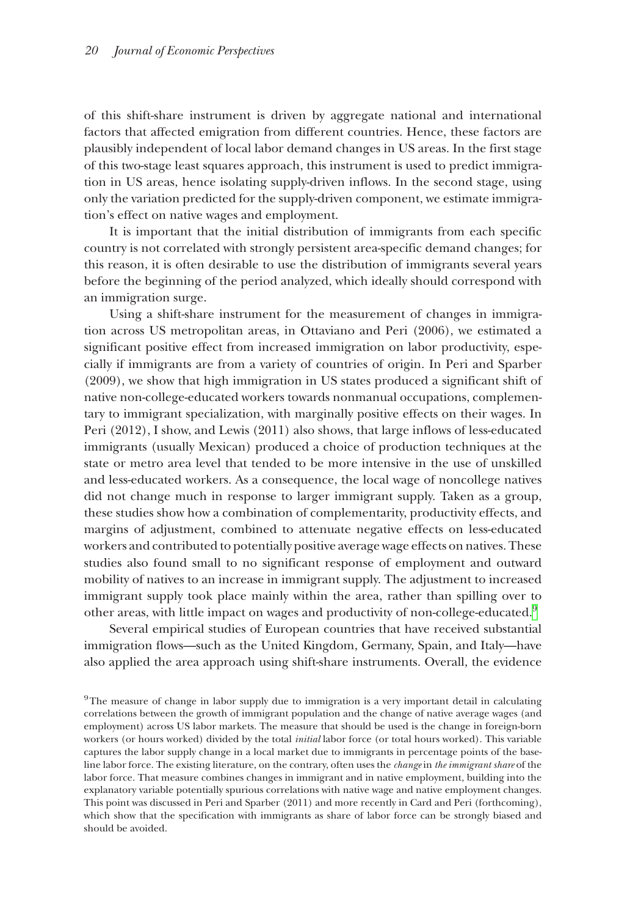of this shift-share instrument is driven by aggregate national and international factors that affected emigration from different countries. Hence, these factors are plausibly independent of local labor demand changes in US areas. In the first stage of this two-stage least squares approach, this instrument is used to predict immigration in US areas, hence isolating supply-driven inflows. In the second stage, using only the variation predicted for the supply-driven component, we estimate immigration's effect on native wages and employment.

It is important that the initial distribution of immigrants from each specific country is not correlated with strongly persistent area-specific demand changes; for this reason, it is often desirable to use the distribution of immigrants several years before the beginning of the period analyzed, which ideally should correspond with an immigration surge.

Using a shift-share instrument for the measurement of changes in immigration across US metropolitan areas, in Ottaviano and Peri (2006), we estimated a significant positive effect from increased immigration on labor productivity, especially if immigrants are from a variety of countries of origin. In Peri and Sparber (2009), we show that high immigration in US states produced a significant shift of native non-college-educated workers towards nonmanual occupations, complementary to immigrant specialization, with marginally positive effects on their wages. In Peri (2012), I show, and Lewis (2011) also shows, that large inflows of less-educated immigrants (usually Mexican) produced a choice of production techniques at the state or metro area level that tended to be more intensive in the use of unskilled and less-educated workers. As a consequence, the local wage of noncollege natives did not change much in response to larger immigrant supply. Taken as a group, these studies show how a combination of complementarity, productivity effects, and margins of adjustment, combined to attenuate negative effects on less-educated workers and contributed to potentially positive average wage effects on natives. These studies also found small to no significant response of employment and outward mobility of natives to an increase in immigrant supply. The adjustment to increased immigrant supply took place mainly within the area, rather than spilling over to other areas, with little impact on wages and productivity of non-college-educated.[9]

Several empirical studies of European countries that have received substantial immigration flows—such as the United Kingdom, Germany, Spain, and Italy—have also applied the area approach using shift-share instruments. Overall, the evidence

[9] The measure of change in labor supply due to immigration is a very important detail in calculating correlations between the growth of immigrant population and the change of native average wages (and employment) across US labor markets. The measure that should be used is the change in foreign-born workers (or hours worked) divided by the total *initial* labor force (or total hours worked). This variable captures the labor supply change in a local market due to immigrants in percentage points of the baseline labor force. The existing literature, on the contrary, often uses the *change* in *the immigrant share* of the labor force. That measure combines changes in immigrant and in native employment, building into the explanatory variable potentially spurious correlations with native wage and native employment changes. This point was discussed in Peri and Sparber (2011) and more recently in Card and Peri (forthcoming), which show that the specification with immigrants as share of labor force can be strongly biased and should be avoided.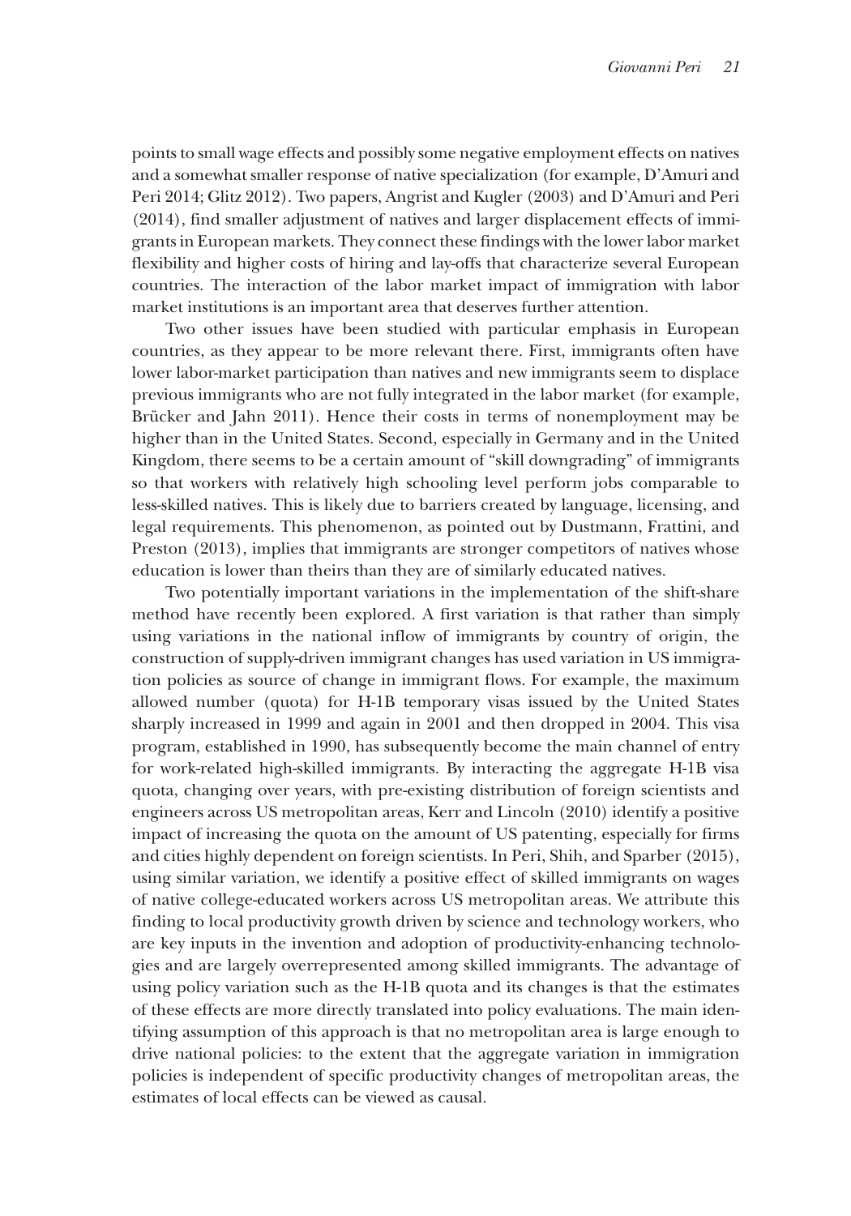points to small wage effects and possibly some negative employment effects on natives and a somewhat smaller response of native specialization (for example, D'Amuri and Peri 2014; Glitz 2012). Two papers, Angrist and Kugler (2003) and D'Amuri and Peri (2014), find smaller adjustment of natives and larger displacement effects of immigrants in European markets. They connect these findings with the lower labor market flexibility and higher costs of hiring and lay-offs that characterize several European countries. The interaction of the labor market impact of immigration with labor market institutions is an important area that deserves further attention.

Two other issues have been studied with particular emphasis in European countries, as they appear to be more relevant there. First, immigrants often have lower labor-market participation than natives and new immigrants seem to displace previous immigrants who are not fully integrated in the labor market (for example, Brücker and Jahn 2011). Hence their costs in terms of nonemployment may be higher than in the United States. Second, especially in Germany and in the United Kingdom, there seems to be a certain amount of "skill downgrading" of immigrants so that workers with relatively high schooling level perform jobs comparable to less-skilled natives. This is likely due to barriers created by language, licensing, and legal requirements. This phenomenon, as pointed out by Dustmann, Frattini, and Preston (2013), implies that immigrants are stronger competitors of natives whose education is lower than theirs than they are of similarly educated natives.

Two potentially important variations in the implementation of the shift-share method have recently been explored. A first variation is that rather than simply using variations in the national inflow of immigrants by country of origin, the construction of supply-driven immigrant changes has used variation in US immigration policies as source of change in immigrant flows. For example, the maximum allowed number (quota) for H-1B temporary visas issued by the United States sharply increased in 1999 and again in 2001 and then dropped in 2004. This visa program, established in 1990, has subsequently become the main channel of entry for work-related high-skilled immigrants. By interacting the aggregate H-1B visa quota, changing over years, with pre-existing distribution of foreign scientists and engineers across US metropolitan areas, Kerr and Lincoln (2010) identify a positive impact of increasing the quota on the amount of US patenting, especially for firms and cities highly dependent on foreign scientists. In Peri, Shih, and Sparber (2015), using similar variation, we identify a positive effect of skilled immigrants on wages of native college-educated workers across US metropolitan areas. We attribute this finding to local productivity growth driven by science and technology workers, who are key inputs in the invention and adoption of productivity-enhancing technologies and are largely overrepresented among skilled immigrants. The advantage of using policy variation such as the H-1B quota and its changes is that the estimates of these effects are more directly translated into policy evaluations. The main identifying assumption of this approach is that no metropolitan area is large enough to drive national policies: to the extent that the aggregate variation in immigration policies is independent of specific productivity changes of metropolitan areas, the estimates of local effects can be viewed as causal.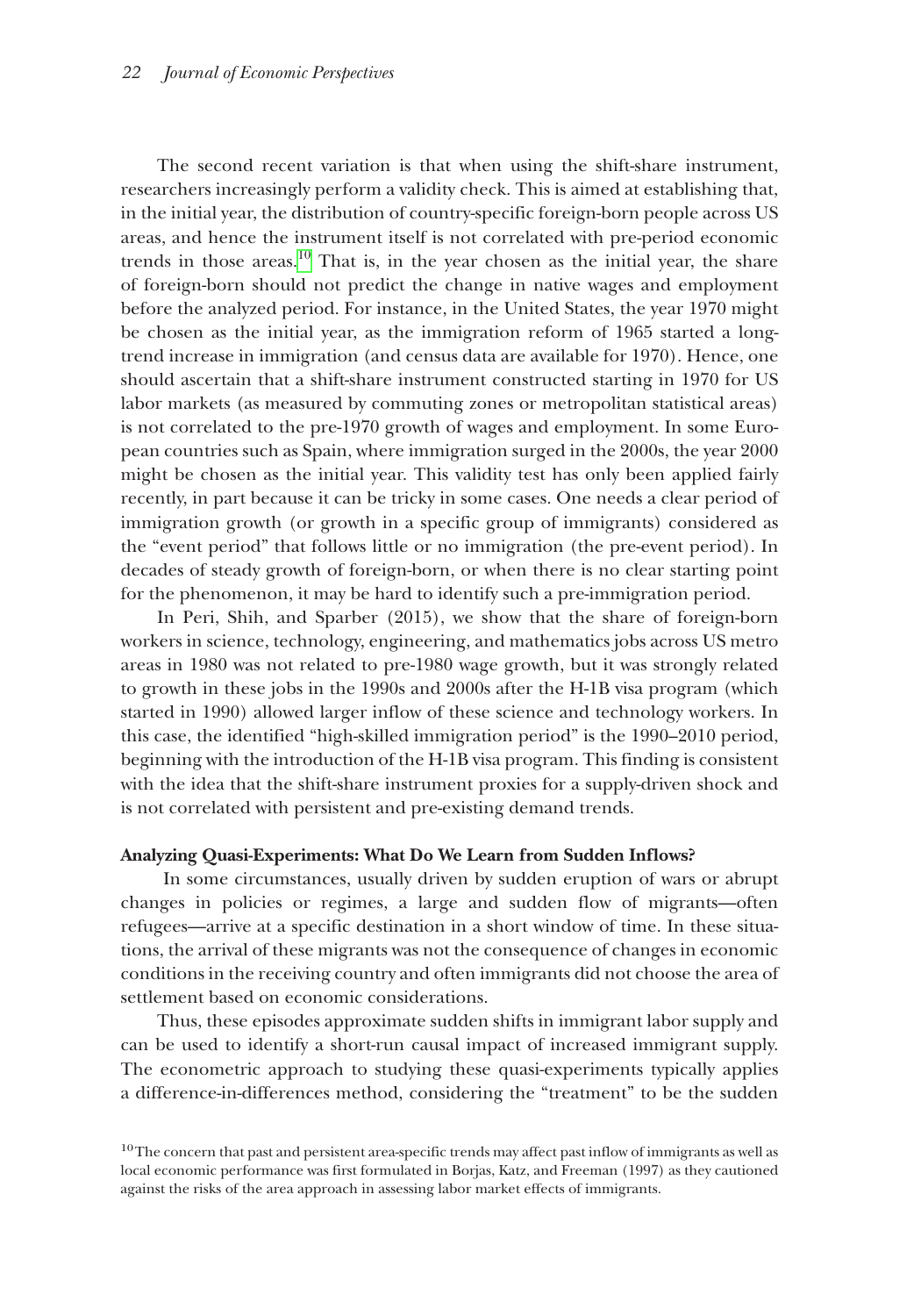The second recent variation is that when using the shift-share instrument, researchers increasingly perform a validity check. This is aimed at establishing that, in the initial year, the distribution of country-specific foreign-born people across US areas, and hence the instrument itself is not correlated with pre-period economic trends in those areas.[10] That is, in the year chosen as the initial year, the share of foreign-born should not predict the change in native wages and employment before the analyzed period. For instance, in the United States, the year 1970 might be chosen as the initial year, as the immigration reform of 1965 started a long-trend increase in immigration (and census data are available for 1970). Hence, one should ascertain that a shift-share instrument constructed starting in 1970 for US labor markets (as measured by commuting zones or metropolitan statistical areas) is not correlated to the pre-1970 growth of wages and employment. In some European countries such as Spain, where immigration surged in the 2000s, the year 2000 might be chosen as the initial year. This validity test has only been applied fairly recently, in part because it can be tricky in some cases. One needs a clear period of immigration growth (or growth in a specific group of immigrants) considered as the "event period" that follows little or no immigration (the pre-event period). In decades of steady growth of foreign-born, or when there is no clear starting point for the phenomenon, it may be hard to identify such a pre-immigration period.

In Peri, Shih, and Sparber (2015), we show that the share of foreign-born workers in science, technology, engineering, and mathematics jobs across US metro areas in 1980 was not related to pre-1980 wage growth, but it was strongly related to growth in these jobs in the 1990s and 2000s after the H-1B visa program (which started in 1990) allowed larger inflow of these science and technology workers. In this case, the identified "high-skilled immigration period" is the 1990–2010 period, beginning with the introduction of the H-1B visa program. This finding is consistent with the idea that the shift-share instrument proxies for a supply-driven shock and is not correlated with persistent and pre-existing demand trends.

**Analyzing Quasi-Experiments: What Do We Learn from Sudden Inflows?**

In some circumstances, usually driven by sudden eruption of wars or abrupt changes in policies or regimes, a large and sudden flow of migrants—often refugees—arrive at a specific destination in a short window of time. In these situations, the arrival of these migrants was not the consequence of changes in economic conditions in the receiving country and often immigrants did not choose the area of settlement based on economic considerations.

Thus, these episodes approximate sudden shifts in immigrant labor supply and can be used to identify a short-run causal impact of increased immigrant supply. The econometric approach to studying these quasi-experiments typically applies a difference-in-differences method, considering the "treatment" to be the sudden

[10] The concern that past and persistent area-specific trends may affect past inflow of immigrants as well as local economic performance was first formulated in Borjas, Katz, and Freeman (1997) as they cautioned against the risks of the area approach in assessing labor market effects of immigrants.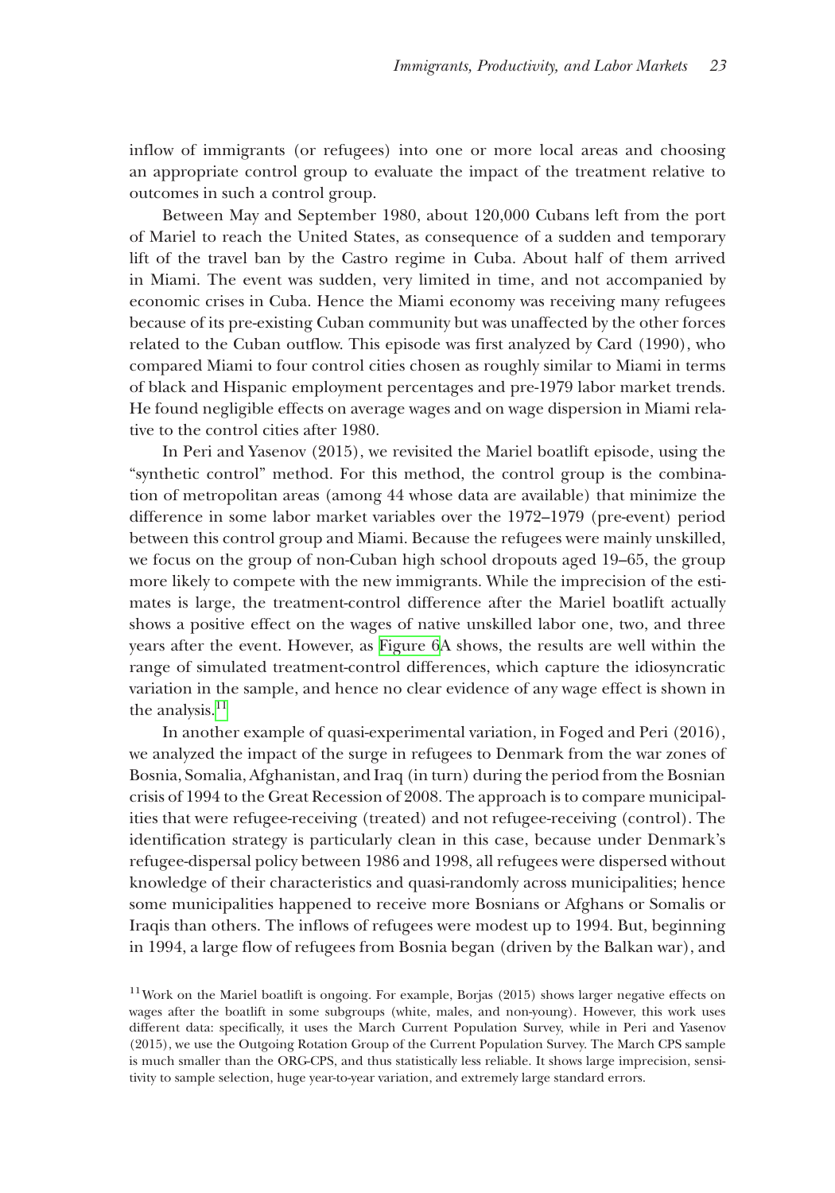inflow of immigrants (or refugees) into one or more local areas and choosing an appropriate control group to evaluate the impact of the treatment relative to outcomes in such a control group.

Between May and September 1980, about 120,000 Cubans left from the port of Mariel to reach the United States, as consequence of a sudden and temporary lift of the travel ban by the Castro regime in Cuba. About half of them arrived in Miami. The event was sudden, very limited in time, and not accompanied by economic crises in Cuba. Hence the Miami economy was receiving many refugees because of its pre-existing Cuban community but was unaffected by the other forces related to the Cuban outflow. This episode was first analyzed by Card (1990), who compared Miami to four control cities chosen as roughly similar to Miami in terms of black and Hispanic employment percentages and pre-1979 labor market trends. He found negligible effects on average wages and on wage dispersion in Miami relative to the control cities after 1980.

In Peri and Yasenov (2015), we revisited the Mariel boatlift episode, using the "synthetic control" method. For this method, the control group is the combination of metropolitan areas (among 44 whose data are available) that minimize the difference in some labor market variables over the 1972–1979 (pre-event) period between this control group and Miami. Because the refugees were mainly unskilled, we focus on the group of non-Cuban high school dropouts aged 19–65, the group more likely to compete with the new immigrants. While the imprecision of the estimates is large, the treatment-control difference after the Mariel boatlift actually shows a positive effect on the wages of native unskilled labor one, two, and three years after the event. However, as Figure 6A shows, the results are well within the range of simulated treatment-control differences, which capture the idiosyncratic variation in the sample, and hence no clear evidence of any wage effect is shown in the analysis.[11]

In another example of quasi-experimental variation, in Foged and Peri (2016), we analyzed the impact of the surge in refugees to Denmark from the war zones of Bosnia, Somalia, Afghanistan, and Iraq (in turn) during the period from the Bosnian crisis of 1994 to the Great Recession of 2008. The approach is to compare municipalities that were refugee-receiving (treated) and not refugee-receiving (control). The identification strategy is particularly clean in this case, because under Denmark's refugee-dispersal policy between 1986 and 1998, all refugees were dispersed without knowledge of their characteristics and quasi-randomly across municipalities; hence some municipalities happened to receive more Bosnians or Afghans or Somalis or Iraqis than others. The inflows of refugees were modest up to 1994. But, beginning in 1994, a large flow of refugees from Bosnia began (driven by the Balkan war), and

[11] Work on the Mariel boatlift is ongoing. For example, Borjas (2015) shows larger negative effects on wages after the boatlift in some subgroups (white, males, and non-young). However, this work uses different data: specifically, it uses the March Current Population Survey, while in Peri and Yasenov (2015), we use the Outgoing Rotation Group of the Current Population Survey. The March CPS sample is much smaller than the ORG-CPS, and thus statistically less reliable. It shows large imprecision, sensitivity to sample selection, huge year-to-year variation, and extremely large standard errors.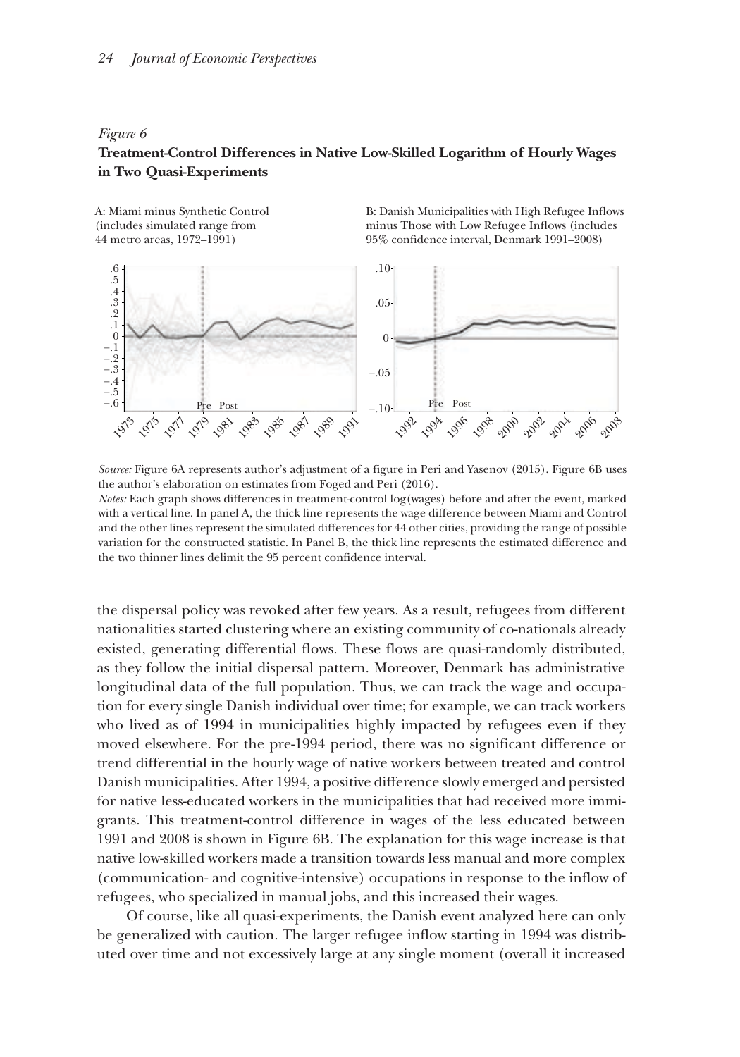*Figure 6*

**Treatment-Control Differences in Native Low-Skilled Logarithm of Hourly Wages in Two Quasi-Experiments**

A: Miami minus Synthetic Control (includes simulated range from 44 metro areas, 1972–1991)

B: Danish Municipalities with High Refugee Inflows minus Those with Low Refugee Inflows (includes 95% confidence interval, Denmark 1991–2008)

*Source:* Figure 6A represents author's adjustment of a figure in Peri and Yasenov (2015). Figure 6B uses the author's elaboration on estimates from Foged and Peri (2016).

*Notes:* Each graph shows differences in treatment-control log(wages) before and after the event, marked with a vertical line. In panel A, the thick line represents the wage difference between Miami and Control and the other lines represent the simulated differences for 44 other cities, providing the range of possible variation for the constructed statistic. In Panel B, the thick line represents the estimated difference and the two thinner lines delimit the 95 percent confidence interval.

the dispersal policy was revoked after few years. As a result, refugees from different nationalities started clustering where an existing community of co-nationals already existed, generating differential flows. These flows are quasi-randomly distributed, as they follow the initial dispersal pattern. Moreover, Denmark has administrative longitudinal data of the full population. Thus, we can track the wage and occupation for every single Danish individual over time; for example, we can track workers who lived as of 1994 in municipalities highly impacted by refugees even if they moved elsewhere. For the pre-1994 period, there was no significant difference or trend differential in the hourly wage of native workers between treated and control Danish municipalities. After 1994, a positive difference slowly emerged and persisted for native less-educated workers in the municipalities that had received more immigrants. This treatment-control difference in wages of the less educated between 1991 and 2008 is shown in Figure 6B. The explanation for this wage increase is that native low-skilled workers made a transition towards less manual and more complex (communication- and cognitive-intensive) occupations in response to the inflow of refugees, who specialized in manual jobs, and this increased their wages.

Of course, like all quasi-experiments, the Danish event analyzed here can only be generalized with caution. The larger refugee inflow starting in 1994 was distributed over time and not excessively large at any single moment (overall it increased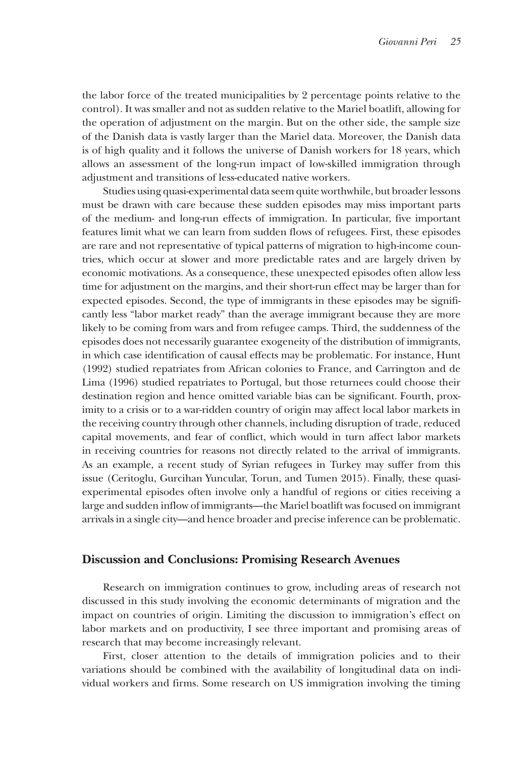the labor force of the treated municipalities by 2 percentage points relative to the control). It was smaller and not as sudden relative to the Mariel boatlift, allowing for the operation of adjustment on the margin. But on the other side, the sample size of the Danish data is vastly larger than the Mariel data. Moreover, the Danish data is of high quality and it follows the universe of Danish workers for 18 years, which allows an assessment of the long-run impact of low-skilled immigration through adjustment and transitions of less-educated native workers.

Studies using quasi-experimental data seem quite worthwhile, but broader lessons must be drawn with care because these sudden episodes may miss important parts of the medium- and long-run effects of immigration. In particular, five important features limit what we can learn from sudden flows of refugees. First, these episodes are rare and not representative of typical patterns of migration to high-income countries, which occur at slower and more predictable rates and are largely driven by economic motivations. As a consequence, these unexpected episodes often allow less time for adjustment on the margins, and their short-run effect may be larger than for expected episodes. Second, the type of immigrants in these episodes may be significantly less "labor market ready" than the average immigrant because they are more likely to be coming from wars and from refugee camps. Third, the suddenness of the episodes does not necessarily guarantee exogeneity of the distribution of immigrants, in which case identification of causal effects may be problematic. For instance, Hunt (1992) studied repatriates from African colonies to France, and Carrington and de Lima (1996) studied repatriates to Portugal, but those returnees could choose their destination region and hence omitted variable bias can be significant. Fourth, proximity to a crisis or to a war-ridden country of origin may affect local labor markets in the receiving country through other channels, including disruption of trade, reduced capital movements, and fear of conflict, which would in turn affect labor markets in receiving countries for reasons not directly related to the arrival of immigrants. As an example, a recent study of Syrian refugees in Turkey may suffer from this issue (Ceritoglu, Gurcihan Yuncular, Torun, and Tumen 2015). Finally, these quasi-experimental episodes often involve only a handful of regions or cities receiving a large and sudden inflow of immigrants—the Mariel boatlift was focused on immigrant arrivals in a single city—and hence broader and precise inference can be problematic.

## Discussion and Conclusions: Promising Research Avenues

Research on immigration continues to grow, including areas of research not discussed in this study involving the economic determinants of migration and the impact on countries of origin. Limiting the discussion to immigration's effect on labor markets and on productivity, I see three important and promising areas of research that may become increasingly relevant.

First, closer attention to the details of immigration policies and to their variations should be combined with the availability of longitudinal data on individual workers and firms. Some research on US immigration involving the timing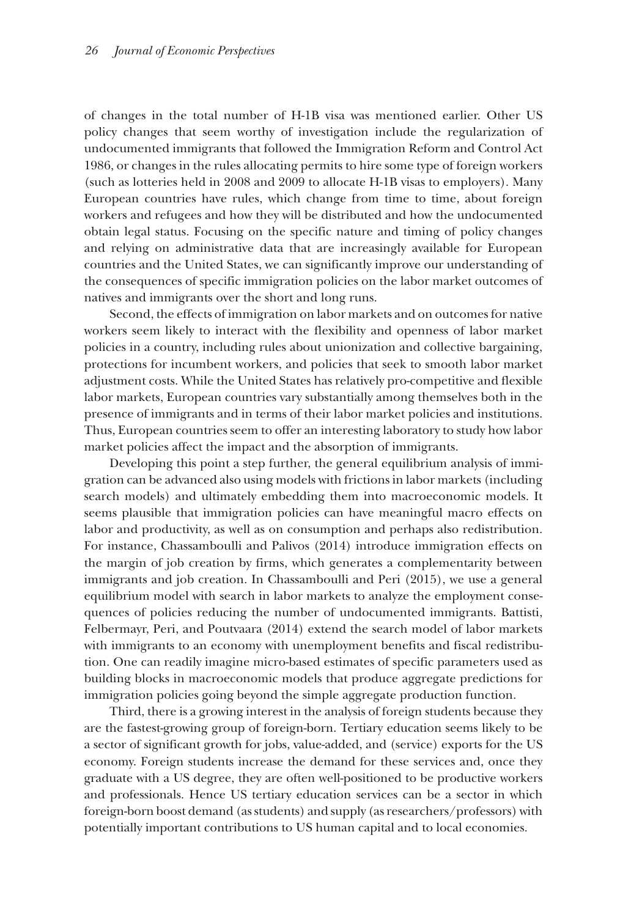of changes in the total number of H-1B visa was mentioned earlier. Other US policy changes that seem worthy of investigation include the regularization of undocumented immigrants that followed the Immigration Reform and Control Act 1986, or changes in the rules allocating permits to hire some type of foreign workers (such as lotteries held in 2008 and 2009 to allocate H-1B visas to employers). Many European countries have rules, which change from time to time, about foreign workers and refugees and how they will be distributed and how the undocumented obtain legal status. Focusing on the specific nature and timing of policy changes and relying on administrative data that are increasingly available for European countries and the United States, we can significantly improve our understanding of the consequences of specific immigration policies on the labor market outcomes of natives and immigrants over the short and long runs.

Second, the effects of immigration on labor markets and on outcomes for native workers seem likely to interact with the flexibility and openness of labor market policies in a country, including rules about unionization and collective bargaining, protections for incumbent workers, and policies that seek to smooth labor market adjustment costs. While the United States has relatively pro-competitive and flexible labor markets, European countries vary substantially among themselves both in the presence of immigrants and in terms of their labor market policies and institutions. Thus, European countries seem to offer an interesting laboratory to study how labor market policies affect the impact and the absorption of immigrants.

Developing this point a step further, the general equilibrium analysis of immigration can be advanced also using models with frictions in labor markets (including search models) and ultimately embedding them into macroeconomic models. It seems plausible that immigration policies can have meaningful macro effects on labor and productivity, as well as on consumption and perhaps also redistribution. For instance, Chassamboulli and Palivos (2014) introduce immigration effects on the margin of job creation by firms, which generates a complementarity between immigrants and job creation. In Chassamboulli and Peri (2015), we use a general equilibrium model with search in labor markets to analyze the employment consequences of policies reducing the number of undocumented immigrants. Battisti, Felbermayr, Peri, and Poutvaara (2014) extend the search model of labor markets with immigrants to an economy with unemployment benefits and fiscal redistribution. One can readily imagine micro-based estimates of specific parameters used as building blocks in macroeconomic models that produce aggregate predictions for immigration policies going beyond the simple aggregate production function.

Third, there is a growing interest in the analysis of foreign students because they are the fastest-growing group of foreign-born. Tertiary education seems likely to be a sector of significant growth for jobs, value-added, and (service) exports for the US economy. Foreign students increase the demand for these services and, once they graduate with a US degree, they are often well-positioned to be productive workers and professionals. Hence US tertiary education services can be a sector in which foreign-born boost demand (as students) and supply (as researchers/professors) with potentially important contributions to US human capital and to local economies.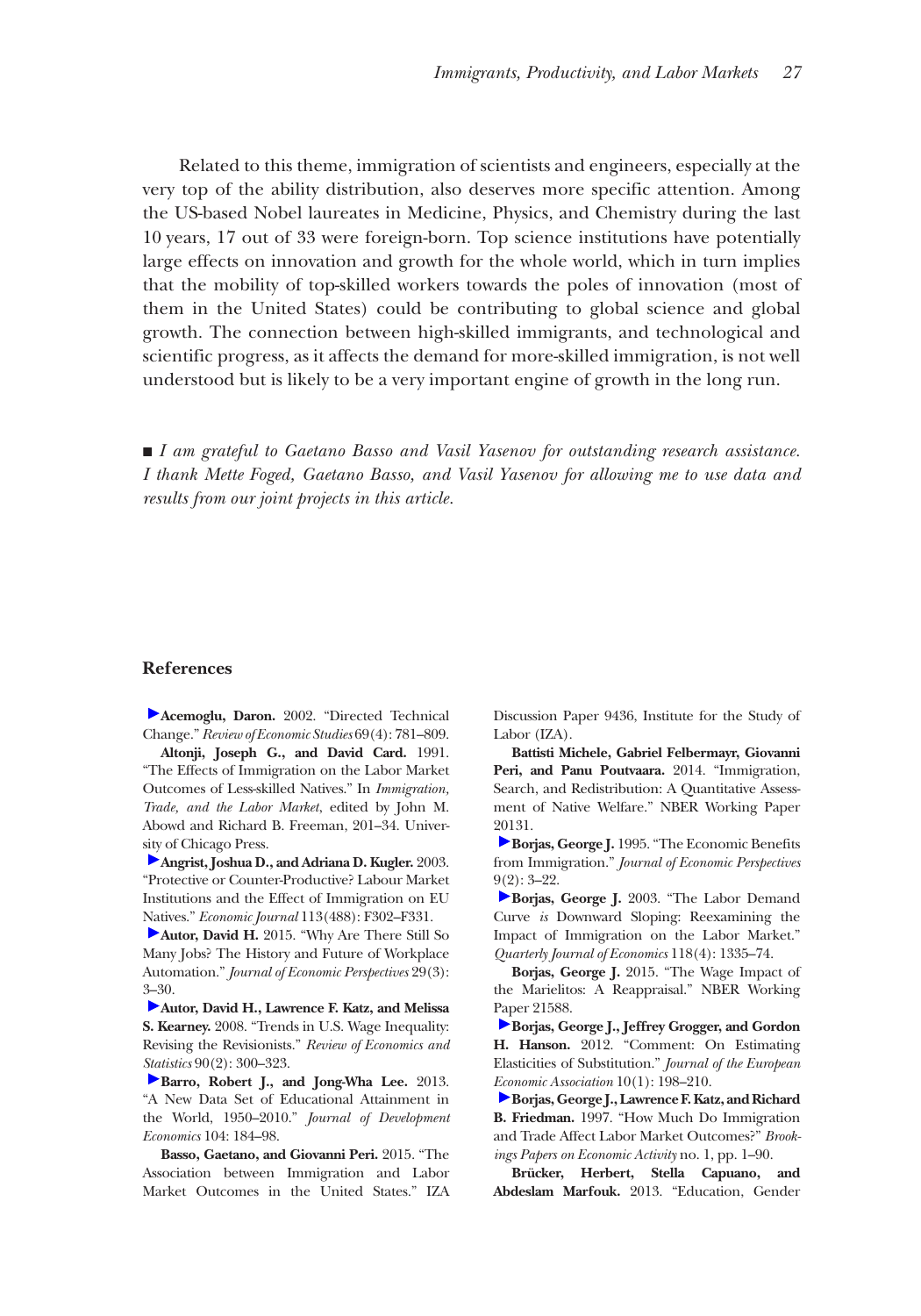Related to this theme, immigration of scientists and engineers, especially at the very top of the ability distribution, also deserves more specific attention. Among the US-based Nobel laureates in Medicine, Physics, and Chemistry during the last 10 years, 17 out of 33 were foreign-born. Top science institutions have potentially large effects on innovation and growth for the whole world, which in turn implies that the mobility of top-skilled workers towards the poles of innovation (most of them in the United States) could be contributing to global science and global growth. The connection between high-skilled immigrants, and technological and scientific progress, as it affects the demand for more-skilled immigration, is not well understood but is likely to be a very important engine of growth in the long run.

■ *I am grateful to Gaetano Basso and Vasil Yasenov for outstanding research assistance. I thank Mette Foged, Gaetano Basso, and Vasil Yasenov for allowing me to use data and results from our joint projects in this article.*

## References

**Acemoglu, Daron.** 2002. "Directed Technical Change." *Review of Economic Studies* 69(4): 781–809.

**Altonji, Joseph G., and David Card.** 1991. "The Effects of Immigration on the Labor Market Outcomes of Less-skilled Natives." In *Immigration, Trade, and the Labor Market*, edited by John M. Abowd and Richard B. Freeman, 201–34. University of Chicago Press.

**Angrist, Joshua D., and Adriana D. Kugler.** 2003. "Protective or Counter-Productive? Labour Market Institutions and the Effect of Immigration on EU Natives." *Economic Journal* 113(488): F302–F331.

**Autor, David H.** 2015. "Why Are There Still So Many Jobs? The History and Future of Workplace Automation." *Journal of Economic Perspectives* 29(3): 3–30.

**Autor, David H., Lawrence F. Katz, and Melissa S. Kearney.** 2008. "Trends in U.S. Wage Inequality: Revising the Revisionists." *Review of Economics and Statistics* 90(2): 300–323.

**Barro, Robert J., and Jong-Wha Lee.** 2013. "A New Data Set of Educational Attainment in the World, 1950–2010." *Journal of Development Economics* 104: 184–98.

**Basso, Gaetano, and Giovanni Peri.** 2015. "The Association between Immigration and Labor Market Outcomes in the United States." IZA Discussion Paper 9436, Institute for the Study of Labor (IZA).

**Battisti Michele, Gabriel Felbermayr, Giovanni Peri, and Panu Poutvaara.** 2014. "Immigration, Search, and Redistribution: A Quantitative Assessment of Native Welfare." NBER Working Paper 20131.

**Borjas, George J.** 1995. "The Economic Benefits from Immigration." *Journal of Economic Perspectives* 9(2): 3–22.

**Borjas, George J.** 2003. "The Labor Demand Curve *is* Downward Sloping: Reexamining the Impact of Immigration on the Labor Market." *Quarterly Journal of Economics* 118(4): 1335–74.

**Borjas, George J.** 2015. "The Wage Impact of the Marielitos: A Reappraisal." NBER Working Paper 21588.

**Borjas, George J., Jeffrey Grogger, and Gordon H. Hanson.** 2012. "Comment: On Estimating Elasticities of Substitution." *Journal of the European Economic Association* 10(1): 198–210.

**Borjas, George J., Lawrence F. Katz, and Richard B. Friedman.** 1997. "How Much Do Immigration and Trade Affect Labor Market Outcomes?" *Brookings Papers on Economic Activity* no. 1, pp. 1–90.

**Brücker, Herbert, Stella Capuano, and Abdeslam Marfouk.** 2013. "Education, Gender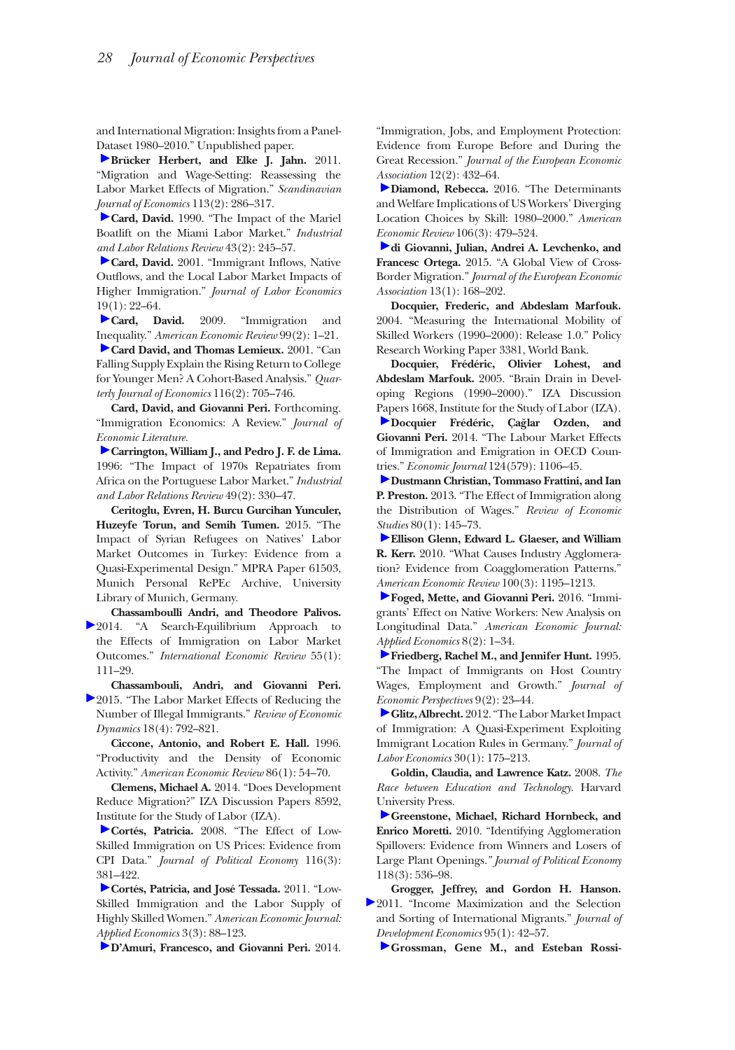and International Migration: Insights from a Panel-Dataset 1980–2010." Unpublished paper.

**Brücker Herbert, and Elke J. Jahn.** 2011. "Migration and Wage-Setting: Reassessing the Labor Market Effects of Migration." *Scandinavian Journal of Economics* 113(2): 286–317.

**Card, David.** 1990. "The Impact of the Mariel Boatlift on the Miami Labor Market." *Industrial and Labor Relations Review* 43(2): 245–57.

**Card, David.** 2001. "Immigrant Inflows, Native Outflows, and the Local Labor Market Impacts of Higher Immigration." *Journal of Labor Economics* 19(1): 22–64.

**Card, David.** 2009. "Immigration and Inequality." *American Economic Review* 99(2): 1–21.

**Card David, and Thomas Lemieux.** 2001. "Can Falling Supply Explain the Rising Return to College for Younger Men? A Cohort-Based Analysis." *Quarterly Journal of Economics* 116(2): 705–746.

**Card, David, and Giovanni Peri.** Forthcoming. "Immigration Economics: A Review." *Journal of Economic Literature.*

**Carrington, William J., and Pedro J. F. de Lima.** 1996: "The Impact of 1970s Repatriates from Africa on the Portuguese Labor Market." *Industrial and Labor Relations Review* 49(2): 330–47.

**Ceritoglu, Evren, H. Burcu Gurcihan Yunculer, Huzeyfe Torun, and Semih Tumen.** 2015. "The Impact of Syrian Refugees on Natives' Labor Market Outcomes in Turkey: Evidence from a Quasi-Experimental Design." MPRA Paper 61503, Munich Personal RePEc Archive, University Library of Munich, Germany.

**Chassamboulli Andri, and Theodore Palivos.** 2014. "A Search-Equilibrium Approach to the Effects of Immigration on Labor Market Outcomes." *International Economic Review* 55(1): 111–29.

**Chassambouli, Andri, and Giovanni Peri.** 2015. "The Labor Market Effects of Reducing the Number of Illegal Immigrants." *Review of Economic Dynamics* 18(4): 792–821.

**Ciccone, Antonio, and Robert E. Hall.** 1996. "Productivity and the Density of Economic Activity." *American Economic Review* 86(1): 54–70.

**Clemens, Michael A.** 2014. "Does Development Reduce Migration?" IZA Discussion Papers 8592, Institute for the Study of Labor (IZA).

**Cortés, Patricia.** 2008. "The Effect of Low-Skilled Immigration on US Prices: Evidence from CPI Data." *Journal of Political Economy* 116(3): 381–422.

**Cortés, Patricia, and José Tessada.** 2011. "Low-Skilled Immigration and the Labor Supply of Highly Skilled Women." *American Economic Journal: Applied Economics* 3(3): 88–123.

**D'Amuri, Francesco, and Giovanni Peri.** 2014. "Immigration, Jobs, and Employment Protection: Evidence from Europe Before and During the Great Recession." *Journal of the European Economic Association* 12(2): 432–64.

**Diamond, Rebecca.** 2016. "The Determinants and Welfare Implications of US Workers' Diverging Location Choices by Skill: 1980–2000." *American Economic Review* 106(3): 479–524.

**di Giovanni, Julian, Andrei A. Levchenko, and Francesc Ortega.** 2015. "A Global View of Cross-Border Migration." *Journal of the European Economic Association* 13(1): 168–202.

**Docquier, Frederic, and Abdeslam Marfouk.** 2004. "Measuring the International Mobility of Skilled Workers (1990–2000): Release 1.0." Policy Research Working Paper 3381, World Bank.

**Docquier, Frédéric, Olivier Lohest, and Abdeslam Marfouk.** 2005. "Brain Drain in Developing Regions (1990–2000)." IZA Discussion Papers 1668, Institute for the Study of Labor (IZA).

**Docquier Frédéric, Çağlar Ozden, and Giovanni Peri.** 2014. "The Labour Market Effects of Immigration and Emigration in OECD Countries." *Economic Journal* 124(579): 1106–45.

**Dustmann Christian, Tommaso Frattini, and Ian P. Preston.** 2013. "The Effect of Immigration along the Distribution of Wages." *Review of Economic Studies* 80(1): 145–73.

**Ellison Glenn, Edward L. Glaeser, and William R. Kerr.** 2010. "What Causes Industry Agglomeration? Evidence from Coagglomeration Patterns." *American Economic Review* 100(3): 1195–1213.

**Foged, Mette, and Giovanni Peri.** 2016. "Immigrants' Effect on Native Workers: New Analysis on Longitudinal Data." *American Economic Journal: Applied Economics* 8(2): 1–34.

**Friedberg, Rachel M., and Jennifer Hunt.** 1995. "The Impact of Immigrants on Host Country Wages, Employment and Growth." *Journal of Economic Perspectives* 9(2): 23–44.

**Glitz, Albrecht.** 2012. "The Labor Market Impact of Immigration: A Quasi-Experiment Exploiting Immigrant Location Rules in Germany." *Journal of Labor Economics* 30(1): 175–213.

**Goldin, Claudia, and Lawrence Katz.** 2008. *The Race between Education and Technology.* Harvard University Press.

**Greenstone, Michael, Richard Hornbeck, and Enrico Moretti.** 2010. "Identifying Agglomeration Spillovers: Evidence from Winners and Losers of Large Plant Openings." *Journal of Political Economy* 118(3): 536–98.

**Grogger, Jeffrey, and Gordon H. Hanson.** 2011. "Income Maximization and the Selection and Sorting of International Migrants." *Journal of Development Economics* 95(1): 42–57.

**Grossman, Gene M., and Esteban Rossi-**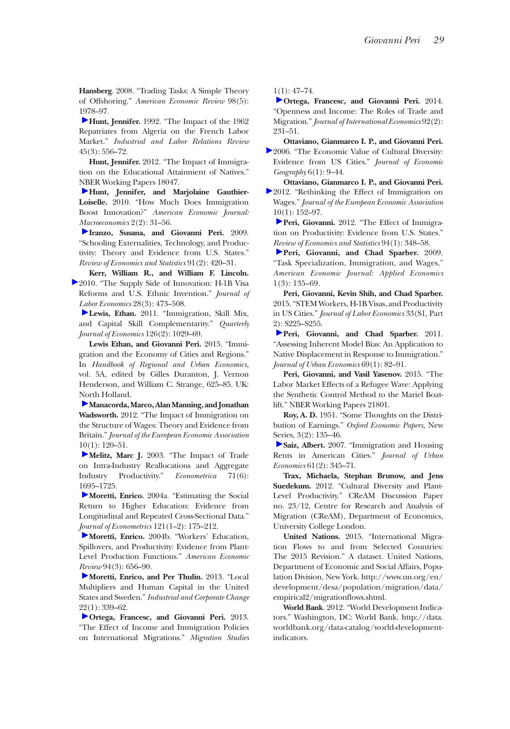Hansberg. 2008. "Trading Tasks: A Simple Theory of Offshoring." *American Economic Review* 98(5): 1978–97.

**Hunt, Jennifer.** 1992. "The Impact of the 1962 Repatriates from Algeria on the French Labor Market." *Industrial and Labor Relations Review* 45(3): 556–72.

**Hunt, Jennifer.** 2012. "The Impact of Immigration on the Educational Attainment of Natives." NBER Working Papers 18047.

**Hunt, Jennifer, and Marjolaine Gauthier-Loiselle.** 2010. "How Much Does Immigration Boost Innovation?" *American Economic Journal: Macroeconomics* 2(2): 31–56.

**Iranzo, Susana, and Giovanni Peri.** 2009. "Schooling Externalities, Technology, and Productivity: Theory and Evidence from U.S. States." *Review of Economics and Statistics* 91(2): 420–31.

**Kerr, William R., and William F. Lincoln.** 2010. "The Supply Side of Innovation: H-1B Visa Reforms and U.S. Ethnic Invention." *Journal of Labor Economics* 28(3): 473–508.

**Lewis, Ethan.** 2011. "Immigration, Skill Mix, and Capital Skill Complementarity." *Quarterly Journal of Economics* 126(2): 1029–69.

**Lewis Ethan, and Giovanni Peri.** 2015. "Immigration and the Economy of Cities and Regions." In *Handbook of Regional and Urban Economics*, vol. 5A, edited by Gilles Duranton, J. Vernon Henderson, and William C. Strange, 625–85. UK: North Holland.

**Manacorda, Marco, Alan Manning, and Jonathan Wadsworth.** 2012. "The Impact of Immigration on the Structure of Wages: Theory and Evidence from Britain." *Journal of the European Economic Association* 10(1): 120–51.

**Melitz, Marc J.** 2003. "The Impact of Trade on Intra-Industry Reallocations and Aggregate Industry Productivity." *Econometrica* 71(6): 1695–1725.

**Moretti, Enrico.** 2004a. "Estimating the Social Return to Higher Education: Evidence from Longitudinal and Repeated Cross-Sectional Data." *Journal of Econometrics* 121(1–2): 175–212.

**Moretti, Enrico.** 2004b. "Workers' Education, Spillovers, and Productivity: Evidence from Plant-Level Production Functions." *American Economic Review* 94(3): 656–90.

**Moretti, Enrico, and Per Thulin.** 2013. "Local Multipliers and Human Capital in the United States and Sweden." *Industrial and Corporate Change* 22(1): 339–62.

**Ortega, Francesc, and Giovanni Peri.** 2013. "The Effect of Income and Immigration Policies on International Migrations." *Migration Studies* 1(1): 47–74.

**Ortega, Francesc, and Giovanni Peri.** 2014. "Openness and Income: The Roles of Trade and Migration." *Journal of International Economics* 92(2): 231–51.

**Ottaviano, Gianmarco I. P., and Giovanni Peri.** 2006. "The Economic Value of Cultural Diversity: Evidence from US Cities." *Journal of Economic Geography* 6(1): 9–44.

**Ottaviano, Gianmarco I. P., and Giovanni Peri.** 2012. "Rethinking the Effect of Immigration on Wages." *Journal of the European Economic Association* 10(1): 152–97.

**Peri, Giovanni.** 2012. "The Effect of Immigration on Productivity: Evidence from U.S. States." *Review of Economics and Statistics* 94(1): 348–58.

**Peri, Giovanni, and Chad Sparber.** 2009. "Task Specialization, Immigration, and Wages," *American Economic Journal: Applied Economics* 1(3): 135–69.

**Peri, Giovanni, Kevin Shih, and Chad Sparber.** 2015. "STEM Workers, H-1B Visas, and Productivity in US Cities." *Journal of Labor Economics* 33(S1, Part 2): S225–S255.

**Peri, Giovanni, and Chad Sparber.** 2011. "Assessing Inherent Model Bias: An Application to Native Displacement in Response to Immigration." *Journal of Urban Economics* 69(1): 82–91.

**Peri, Giovanni, and Vasil Yasenov.** 2015. "The Labor Market Effects of a Refugee Wave: Applying the Synthetic Control Method to the Mariel Boatlift." NBER Working Papers 21801.

**Roy, A. D.** 1951. "Some Thoughts on the Distribution of Earnings." *Oxford Economic Papers*, New Series, 3(2): 135–46.

**Saiz, Albert.** 2007. "Immigration and Housing Rents in American Cities." *Journal of Urban Economics* 61(2): 345–71.

**Trax, Michaela, Stephan Brunow, and Jens Suedekum.** 2012. "Cultural Diversity and Plant-Level Productivity." CReAM Discussion Paper no. 23/12, Centre for Research and Analysis of Migration (CReAM), Department of Economics, University College London.

**United Nations.** 2015. "International Migration Flows to and from Selected Countries: The 2015 Revision." A dataset. United Nations, Department of Economic and Social Affairs, Population Division, New York. http://www.un.org/en/development/desa/population/migration/data/empirical2/migrationflows.shtml.

**World Bank**. 2012. "World Development Indicators." Washington, DC: World Bank. http://data.worldbank.org/data-catalog/world-development-indicators.